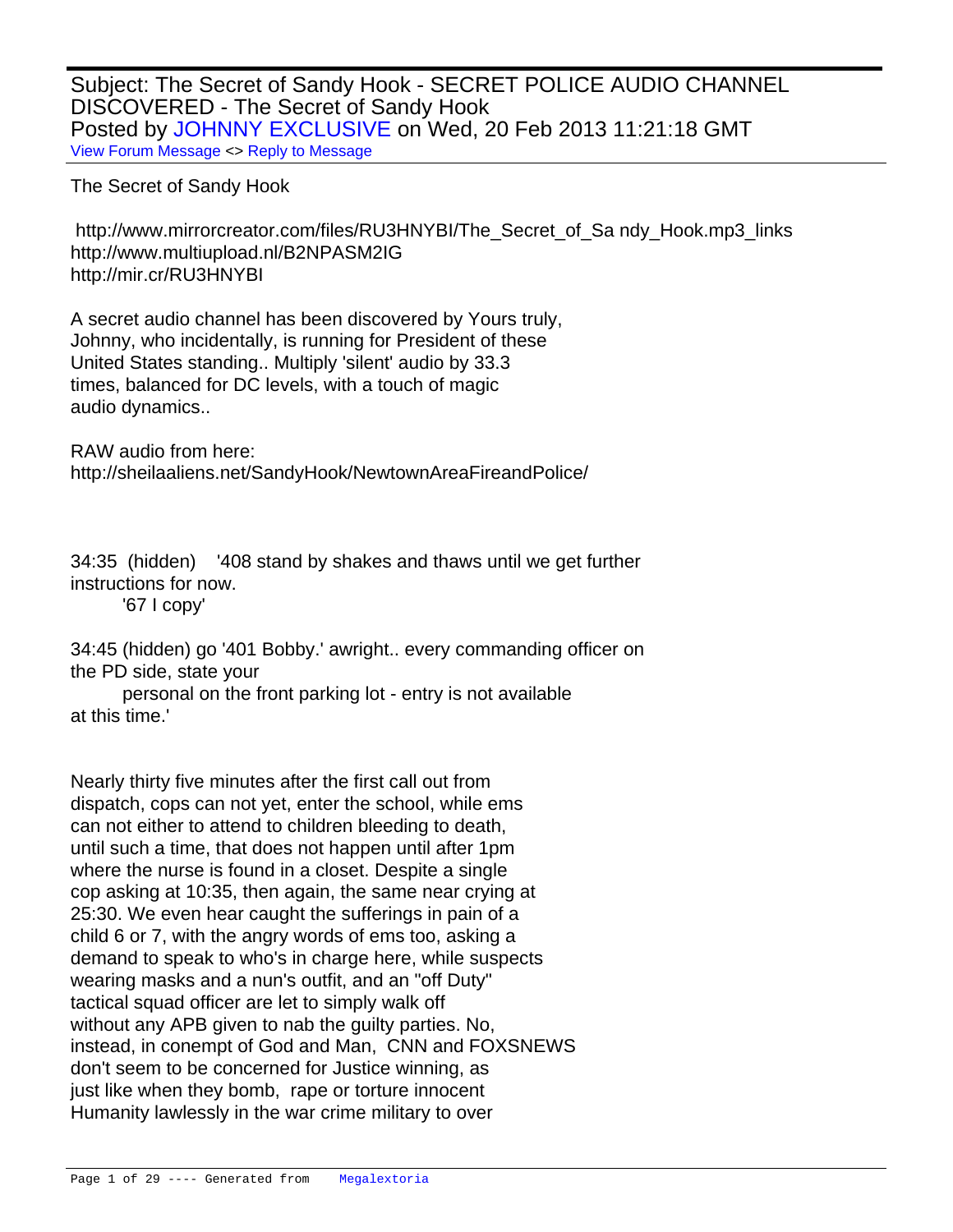Subject: The Secret of Sandy Hook - SECRET POLICE AUDIO CHANNEL DISCOVERED - The Secret of Sandy Hook
Posted by JOHNNY EXCLUSIVE on Wed, 20 Feb 2013 11:21:18 GMT
View Forum Message <> Reply to Message

---

The Secret of Sandy Hook

http://www.mirrorcreator.com/files/RU3HNYBI/The_Secret_of_Sa ndy_Hook.mp3_links
http://www.multiupload.nl/B2NPASM2IG
http://mir.cr/RU3HNYBI

A secret audio channel has been discovered by Yours truly, Johnny, who incidentally, is running for President of these United States standing.. Multiply 'silent' audio by 33.3 times, balanced for DC levels, with a touch of magic audio dynamics..

RAW audio from here:
http://sheilaaliens.net/SandyHook/NewtownAreaFireandPolice/

34:35 (hidden) '408 stand by shakes and thaws until we get further instructions for now.
'67 I copy'

34:45 (hidden) go '401 Bobby.' awright.. every commanding officer on the PD side, state your
personal on the front parking lot - entry is not available at this time.'

Nearly thirty five minutes after the first call out from dispatch, cops can not yet, enter the school, while ems can not either to attend to children bleeding to death, until such a time, that does not happen until after 1pm where the nurse is found in a closet. Despite a single cop asking at 10:35, then again, the same near crying at 25:30. We even hear caught the sufferings in pain of a child 6 or 7, with the angry words of ems too, asking a demand to speak to who's in charge here, while suspects wearing masks and a nun's outfit, and an "off Duty" tactical squad officer are let to simply walk off without any APB given to nab the guilty parties. No, instead, in conempt of God and Man, CNN and FOXSNEWS don't seem to be concerned for Justice winning, as just like when they bomb, rape or torture innocent Humanity lawlessly in the war crime military to over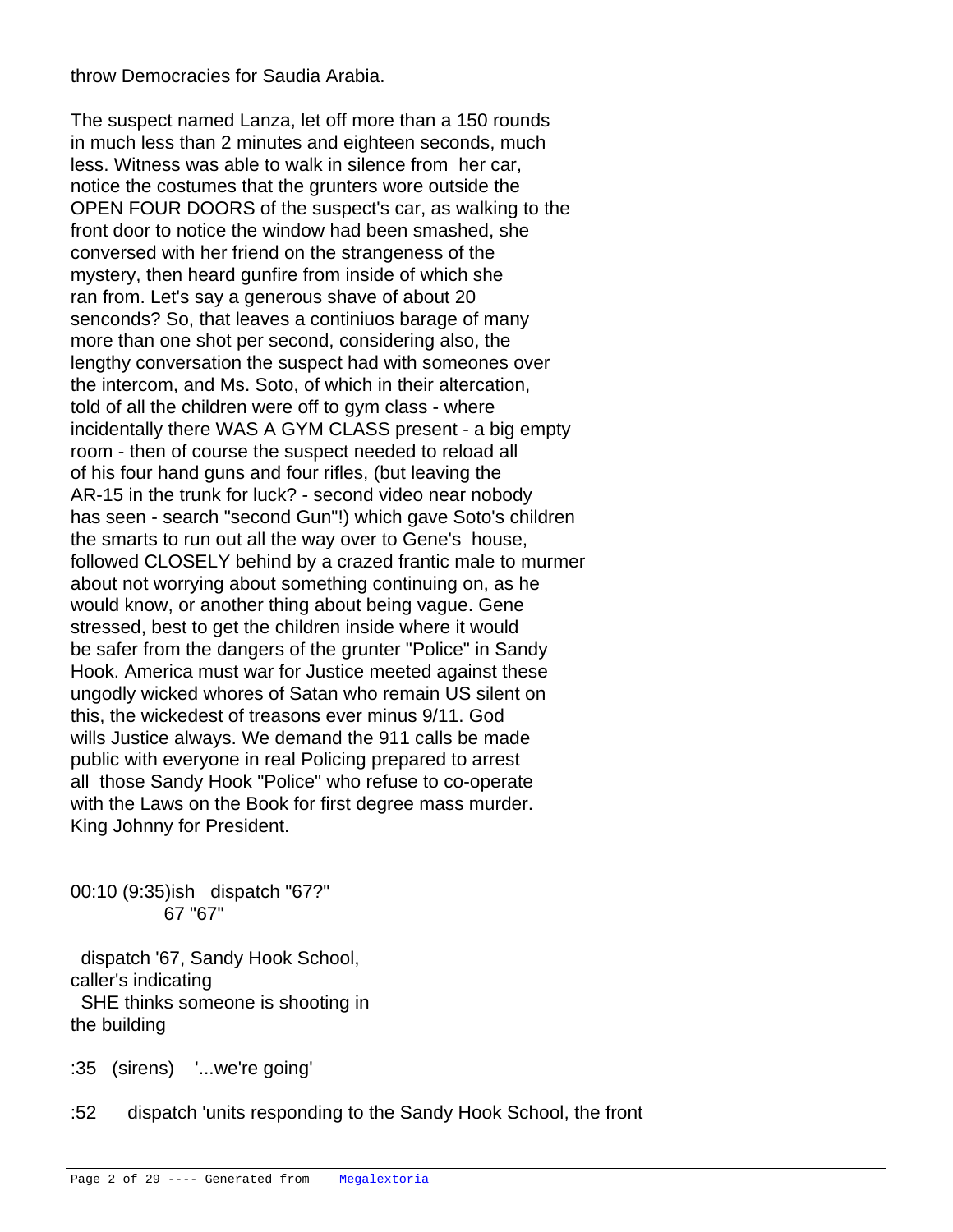throw Democracies for Saudia Arabia.

The suspect named Lanza, let off more than a 150 rounds in much less than 2 minutes and eighteen seconds, much less. Witness was able to walk in silence from her car, notice the costumes that the grunters wore outside the OPEN FOUR DOORS of the suspect's car, as walking to the front door to notice the window had been smashed, she conversed with her friend on the strangeness of the mystery, then heard gunfire from inside of which she ran from. Let's say a generous shave of about 20 senconds? So, that leaves a continiuos barage of many more than one shot per second, considering also, the lengthy conversation the suspect had with someones over the intercom, and Ms. Soto, of which in their altercation, told of all the children were off to gym class - where incidentally there WAS A GYM CLASS present - a big empty room - then of course the suspect needed to reload all of his four hand guns and four rifles, (but leaving the AR-15 in the trunk for luck? - second video near nobody has seen - search "second Gun"!) which gave Soto's children the smarts to run out all the way over to Gene's house, followed CLOSELY behind by a crazed frantic male to murmer about not worrying about something continuing on, as he would know, or another thing about being vague. Gene stressed, best to get the children inside where it would be safer from the dangers of the grunter "Police" in Sandy Hook. America must war for Justice meeted against these ungodly wicked whores of Satan who remain US silent on this, the wickedest of treasons ever minus 9/11. God wills Justice always. We demand the 911 calls be made public with everyone in real Policing prepared to arrest all those Sandy Hook "Police" who refuse to co-operate with the Laws on the Book for first degree mass murder. King Johnny for President.

00:10 (9:35)ish dispatch "67?"
67 "67"

dispatch '67, Sandy Hook School, caller's indicating
SHE thinks someone is shooting in the building

:35 (sirens) '...we're going'

:52 dispatch 'units responding to the Sandy Hook School, the front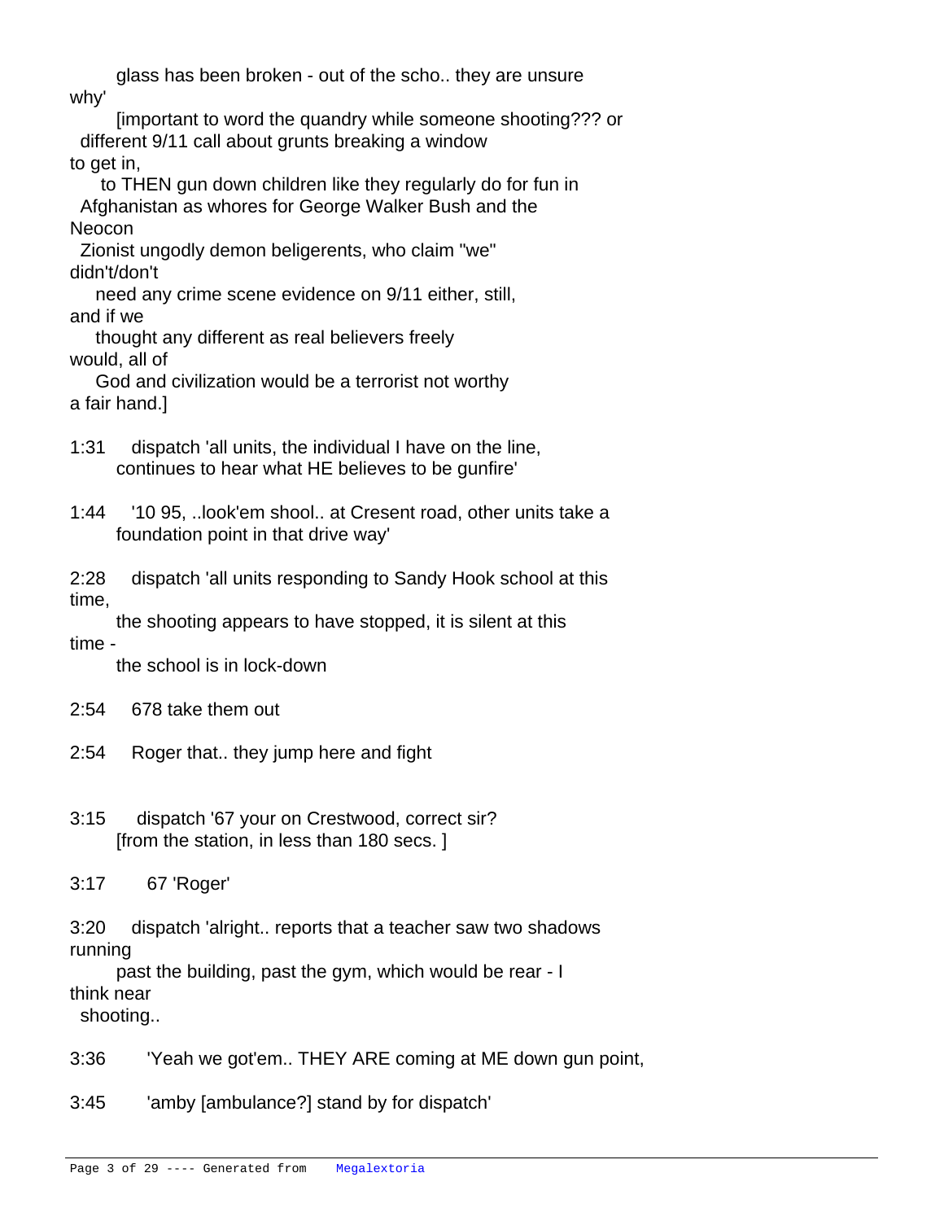glass has been broken - out of the scho.. they are unsure why'

[important to word the quandry while someone shooting??? or different 9/11 call about grunts breaking a window to get in, to THEN gun down children like they regularly do for fun in Afghanistan as whores for George Walker Bush and the Neocon Zionist ungodly demon beligerents, who claim "we" didn't/don't need any crime scene evidence on 9/11 either, still, and if we thought any different as real believers freely would, all of God and civilization would be a terrorist not worthy a fair hand.]

1:31 dispatch 'all units, the individual I have on the line, continues to hear what HE believes to be gunfire'

1:44 '10 95, ..look'em shool.. at Cresent road, other units take a foundation point in that drive way'

2:28 dispatch 'all units responding to Sandy Hook school at this time, the shooting appears to have stopped, it is silent at this time - the school is in lock-down

2:54 678 take them out

2:54 Roger that.. they jump here and fight

3:15 dispatch '67 your on Crestwood, correct sir? [from the station, in less than 180 secs. ]

3:17 67 'Roger'

3:20 dispatch 'alright.. reports that a teacher saw two shadows running past the building, past the gym, which would be rear - I think near shooting..

3:36 'Yeah we got'em.. THEY ARE coming at ME down gun point,

3:45 'amby [ambulance?] stand by for dispatch'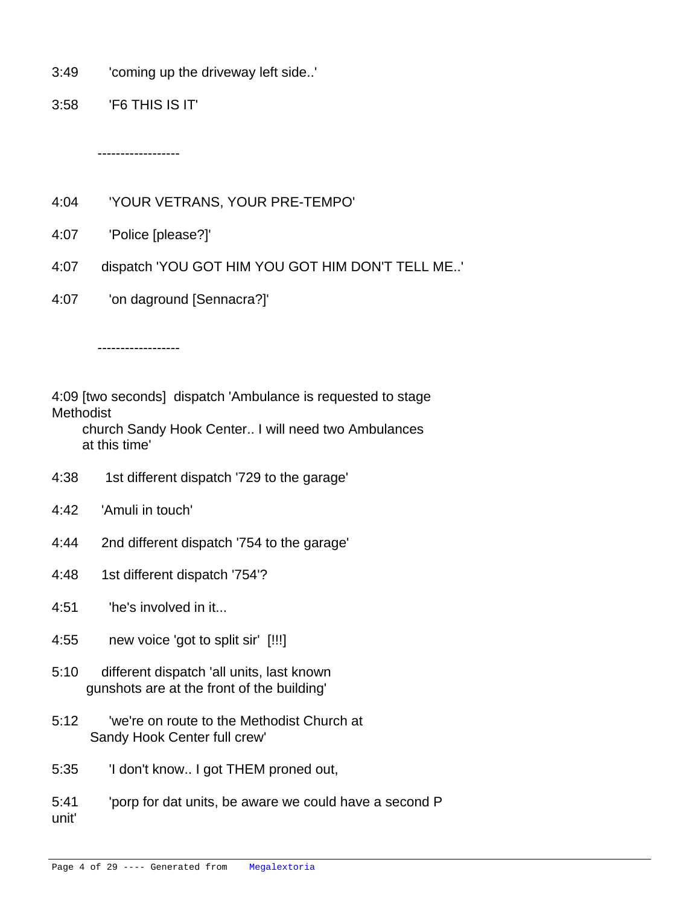3:49 'coming up the driveway left side..'

3:58 'F6 THIS IS IT'

------------------

4:04 'YOUR VETRANS, YOUR PRE-TEMPO'

4:07 'Police [please?]'

4:07 dispatch 'YOU GOT HIM YOU GOT HIM DON'T TELL ME..'

4:07 'on daground [Sennacra?]'

------------------

4:09 [two seconds] dispatch 'Ambulance is requested to stage Methodist church Sandy Hook Center.. I will need two Ambulances at this time'

4:38 1st different dispatch '729 to the garage'

4:42 'Amuli in touch'

4:44 2nd different dispatch '754 to the garage'

4:48 1st different dispatch '754'?

4:51 'he's involved in it...

4:55 new voice 'got to split sir' [!!!]

5:10 different dispatch 'all units, last known gunshots are at the front of the building'

5:12 'we're on route to the Methodist Church at Sandy Hook Center full crew'

5:35 'I don't know.. I got THEM proned out,

5:41 'porp for dat units, be aware we could have a second P unit'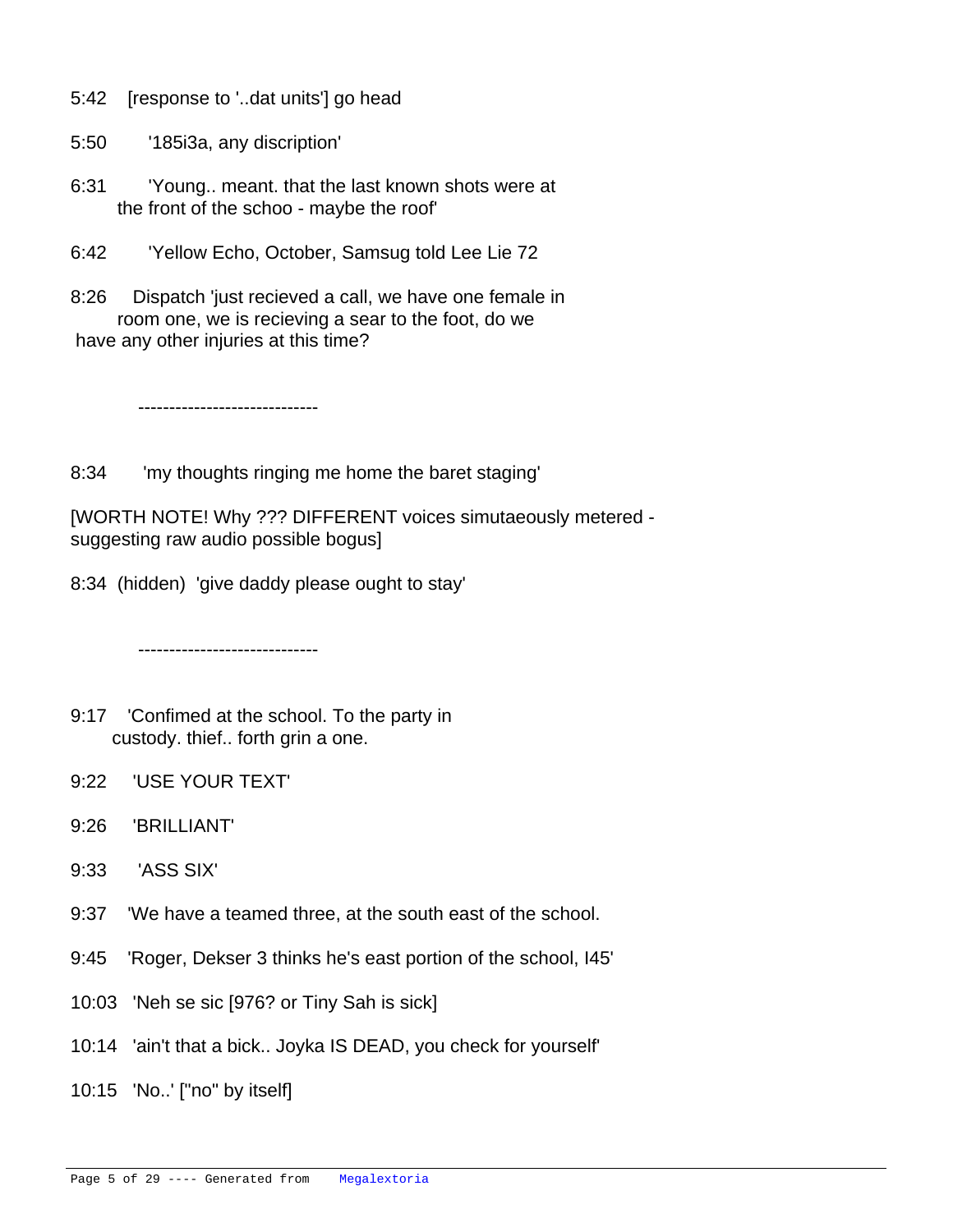5:42 [response to '..dat units'] go head

5:50 '185i3a, any discription'

6:31 'Young.. meant. that the last known shots were at the front of the schoo - maybe the roof'

6:42 'Yellow Echo, October, Samsug told Lee Lie 72

8:26 Dispatch 'just recieved a call, we have one female in room one, we is recieving a sear to the foot, do we have any other injuries at this time?

----------------------------

8:34 'my thoughts ringing me home the baret staging'

[WORTH NOTE! Why ??? DIFFERENT voices simutaeously metered - suggesting raw audio possible bogus]

8:34 (hidden) 'give daddy please ought to stay'

----------------------------

9:17 'Confimed at the school. To the party in custody. thief.. forth grin a one.

9:22 'USE YOUR TEXT'

9:26 'BRILLIANT'

9:33 'ASS SIX'

9:37 'We have a teamed three, at the south east of the school.

9:45 'Roger, Dekser 3 thinks he's east portion of the school, I45'

10:03 'Neh se sic [976? or Tiny Sah is sick]

10:14 'ain't that a bick.. Joyka IS DEAD, you check for yourself'

10:15 'No..' ["no" by itself]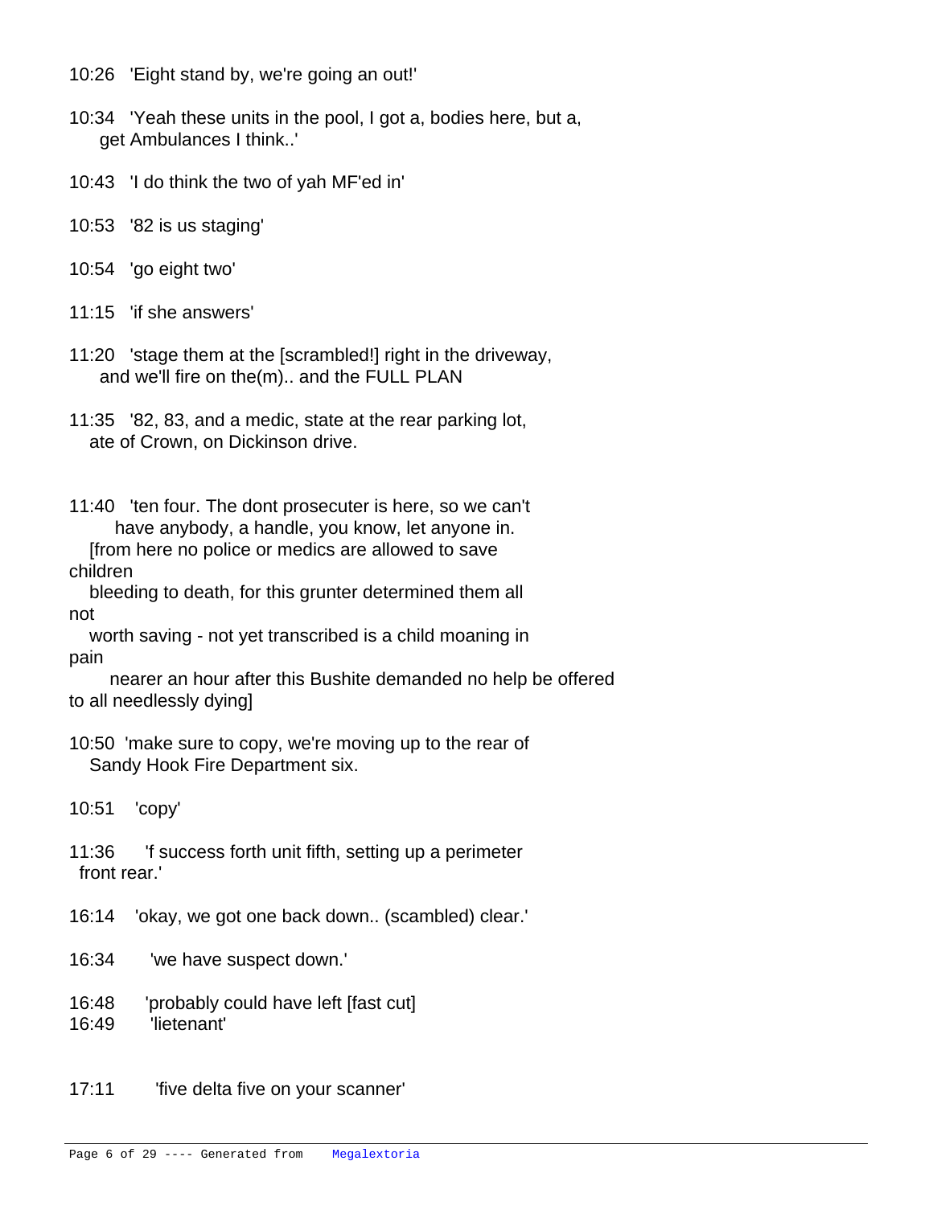10:26 'Eight stand by, we're going an out!'

10:34 'Yeah these units in the pool, I got a, bodies here, but a, get Ambulances I think..'

10:43 'I do think the two of yah MF'ed in'

10:53 '82 is us staging'

10:54 'go eight two'

11:15 'if she answers'

11:20 'stage them at the [scrambled!] right in the driveway, and we'll fire on the(m).. and the FULL PLAN

11:35 '82, 83, and a medic, state at the rear parking lot, ate of Crown, on Dickinson drive.

11:40 'ten four. The dont prosecuter is here, so we can't have anybody, a handle, you know, let anyone in. [from here no police or medics are allowed to save children bleeding to death, for this grunter determined them all not worth saving - not yet transcribed is a child moaning in pain nearer an hour after this Bushite demanded no help be offered to all needlessly dying]

10:50 'make sure to copy, we're moving up to the rear of Sandy Hook Fire Department six.

10:51 'copy'

11:36 'f success forth unit fifth, setting up a perimeter front rear.'

16:14 'okay, we got one back down.. (scambled) clear.'

16:34 'we have suspect down.'

16:48 'probably could have left [fast cut]

16:49 'lietenant'

17:11 'five delta five on your scanner'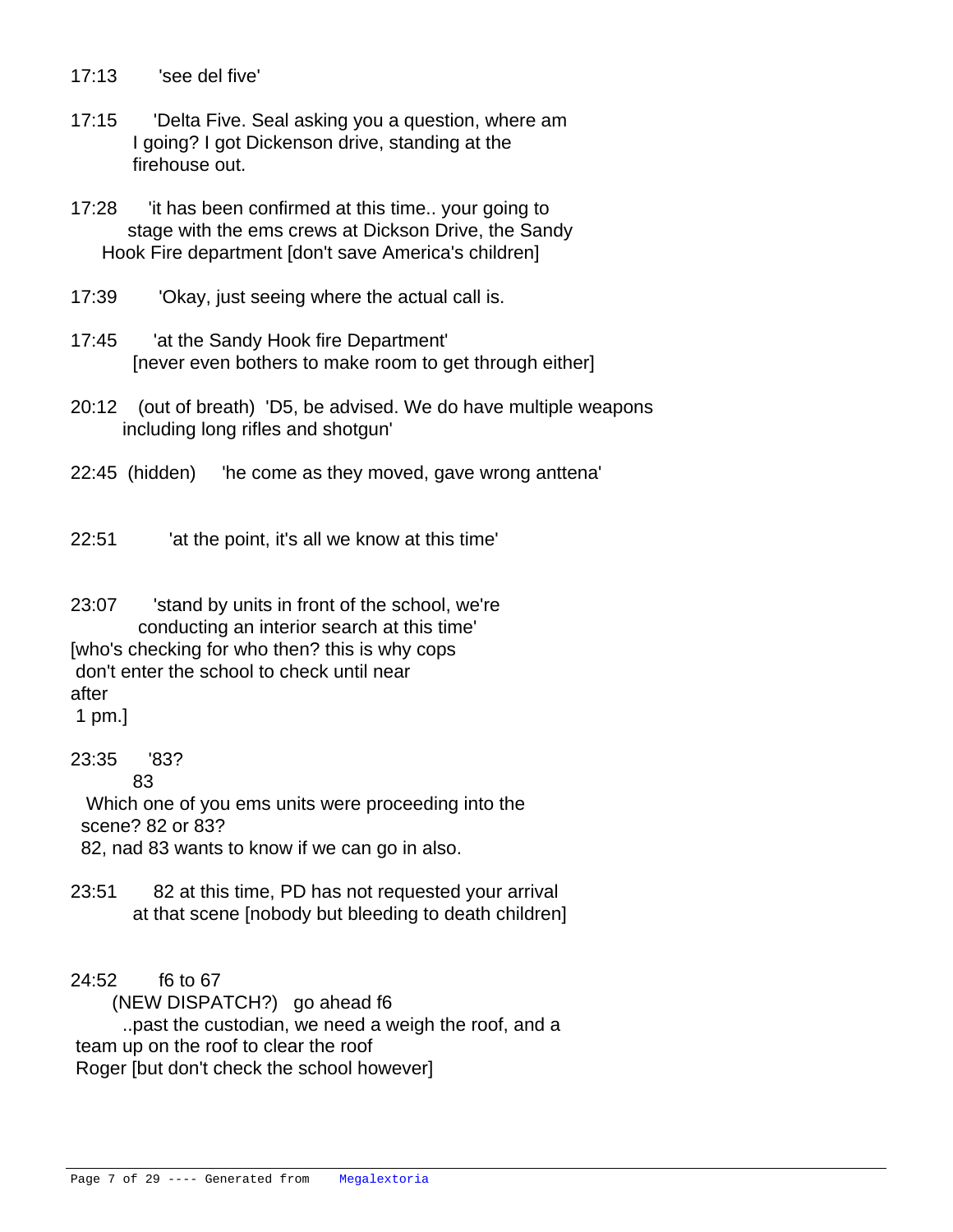17:13 'see del five'

17:15 'Delta Five. Seal asking you a question, where am I going? I got Dickenson drive, standing at the firehouse out.

17:28 'it has been confirmed at this time.. your going to stage with the ems crews at Dickson Drive, the Sandy Hook Fire department [don't save America's children]

17:39 'Okay, just seeing where the actual call is.

17:45 'at the Sandy Hook fire Department' [never even bothers to make room to get through either]

20:12 (out of breath) 'D5, be advised. We do have multiple weapons including long rifles and shotgun'

22:45 (hidden) 'he come as they moved, gave wrong anttena'

22:51 'at the point, it's all we know at this time'

23:07 'stand by units in front of the school, we're conducting an interior search at this time' [who's checking for who then? this is why cops don't enter the school to check until near after 1 pm.]

23:35 '83?
83
Which one of you ems units were proceeding into the scene? 82 or 83?
82, nad 83 wants to know if we can go in also.

23:51 82 at this time, PD has not requested your arrival at that scene [nobody but bleeding to death children]

24:52 f6 to 67
(NEW DISPATCH?) go ahead f6
..past the custodian, we need a weigh the roof, and a team up on the roof to clear the roof
Roger [but don't check the school however]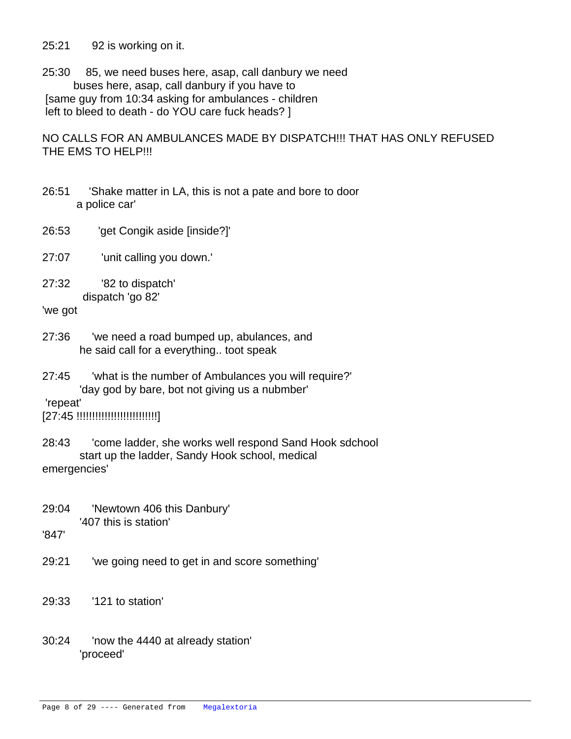25:21 92 is working on it.

25:30 85, we need buses here, asap, call danbury we need buses here, asap, call danbury if you have to
[same guy from 10:34 asking for ambulances - children left to bleed to death - do YOU care fuck heads? ]

NO CALLS FOR AN AMBULANCES MADE BY DISPATCH!!! THAT HAS ONLY REFUSED THE EMS TO HELP!!!

26:51 'Shake matter in LA, this is not a pate and bore to door a police car'

26:53 'get Congik aside [inside?]'

27:07 'unit calling you down.'

27:32 '82 to dispatch'
dispatch 'go 82'
'we got

27:36 'we need a road bumped up, abulances, and he said call for a everything.. toot speak

27:45 'what is the number of Ambulances you will require?'
'day god by bare, bot not giving us a nubmber'
'repeat'
[27:45 !!!!!!!!!!!!!!!!!!!!!!!!!]

28:43 'come ladder, she works well respond Sand Hook sdchool start up the ladder, Sandy Hook school, medical emergencies'

29:04 'Newtown 406 this Danbury'
'407 this is station'
'847'

29:21 'we going need to get in and score something'

29:33 '121 to station'

30:24 'now the 4440 at already station'
'proceed'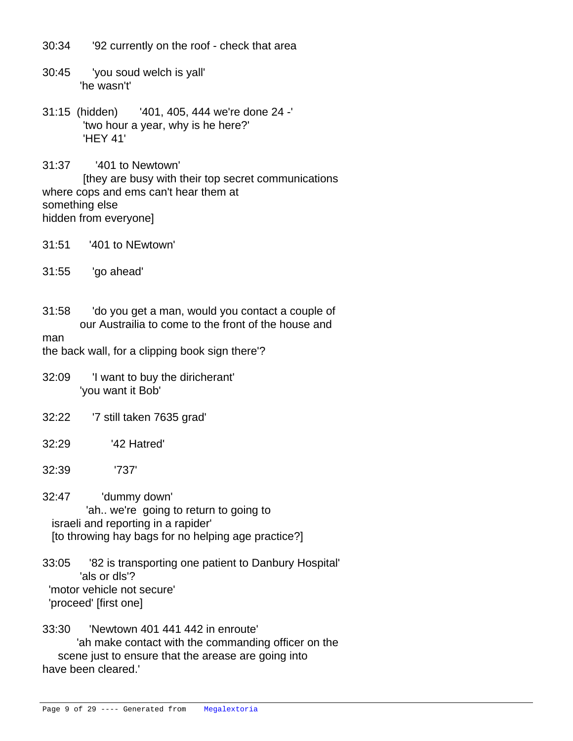30:34 '92 currently on the roof - check that area

30:45 'you soud welch is yall'
'he wasn't'

31:15 (hidden) '401, 405, 444 we're done 24 -'
'two hour a year, why is he here?'
'HEY 41'

31:37 '401 to Newtown'
[they are busy with their top secret communications
where cops and ems can't hear them at
something else
hidden from everyone]

31:51 '401 to NEwtown'

31:55 'go ahead'

31:58 'do you get a man, would you contact a couple of
our Austrailia to come to the front of the house and
man
the back wall, for a clipping book sign there'?

32:09 'I want to buy the diricherant'
'you want it Bob'

32:22 '7 still taken 7635 grad'

32:29 '42 Hatred'

32:39 '737'

32:47 'dummy down'
'ah.. we're going to return to going to
israeli and reporting in a rapider'
[to throwing hay bags for no helping age practice?]

33:05 '82 is transporting one patient to Danbury Hospital'
'als or dls'?
'motor vehicle not secure'
'proceed' [first one]

33:30 'Newtown 401 441 442 in enroute'
'ah make contact with the commanding officer on the
scene just to ensure that the arease are going into
have been cleared.'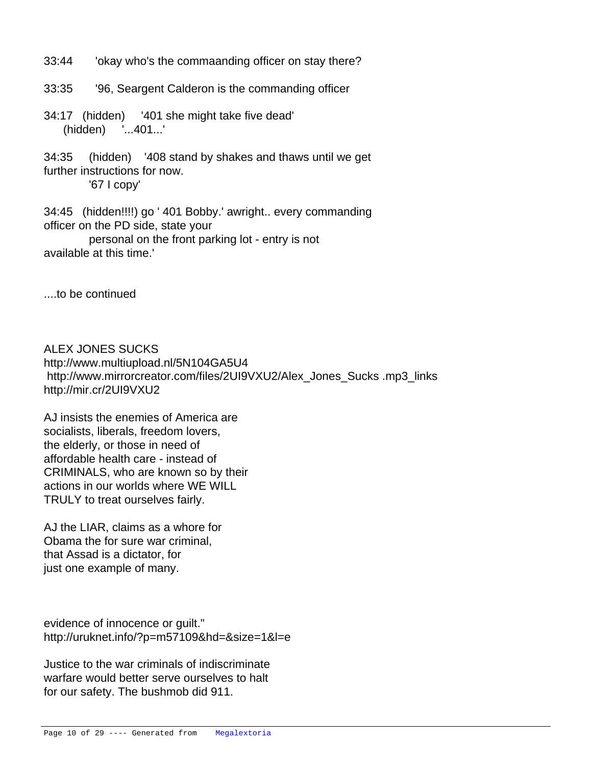33:44 'okay who's the commaanding officer on stay there?

33:35 '96, Seargent Calderon is the commanding officer

34:17 (hidden) '401 she might take five dead'
(hidden) '...401...'

34:35 (hidden) '408 stand by shakes and thaws until we get further instructions for now.
'67 I copy'

34:45 (hidden!!!!) go ' 401 Bobby.' awright.. every commanding officer on the PD side, state your
personal on the front parking lot - entry is not available at this time.'

....to be continued

ALEX JONES SUCKS
http://www.multiupload.nl/5N104GA5U4
http://www.mirrorcreator.com/files/2UI9VXU2/Alex_Jones_Sucks .mp3_links
http://mir.cr/2UI9VXU2

AJ insists the enemies of America are socialists, liberals, freedom lovers, the elderly, or those in need of affordable health care - instead of CRIMINALS, who are known so by their actions in our worlds where WE WILL TRULY to treat ourselves fairly.

AJ the LIAR, claims as a whore for Obama the for sure war criminal, that Assad is a dictator, for just one example of many.

evidence of innocence or guilt."
http://uruknet.info/?p=m57109&hd=&size=1&l=e

Justice to the war criminals of indiscriminate warfare would better serve ourselves to halt for our safety. The bushmob did 911.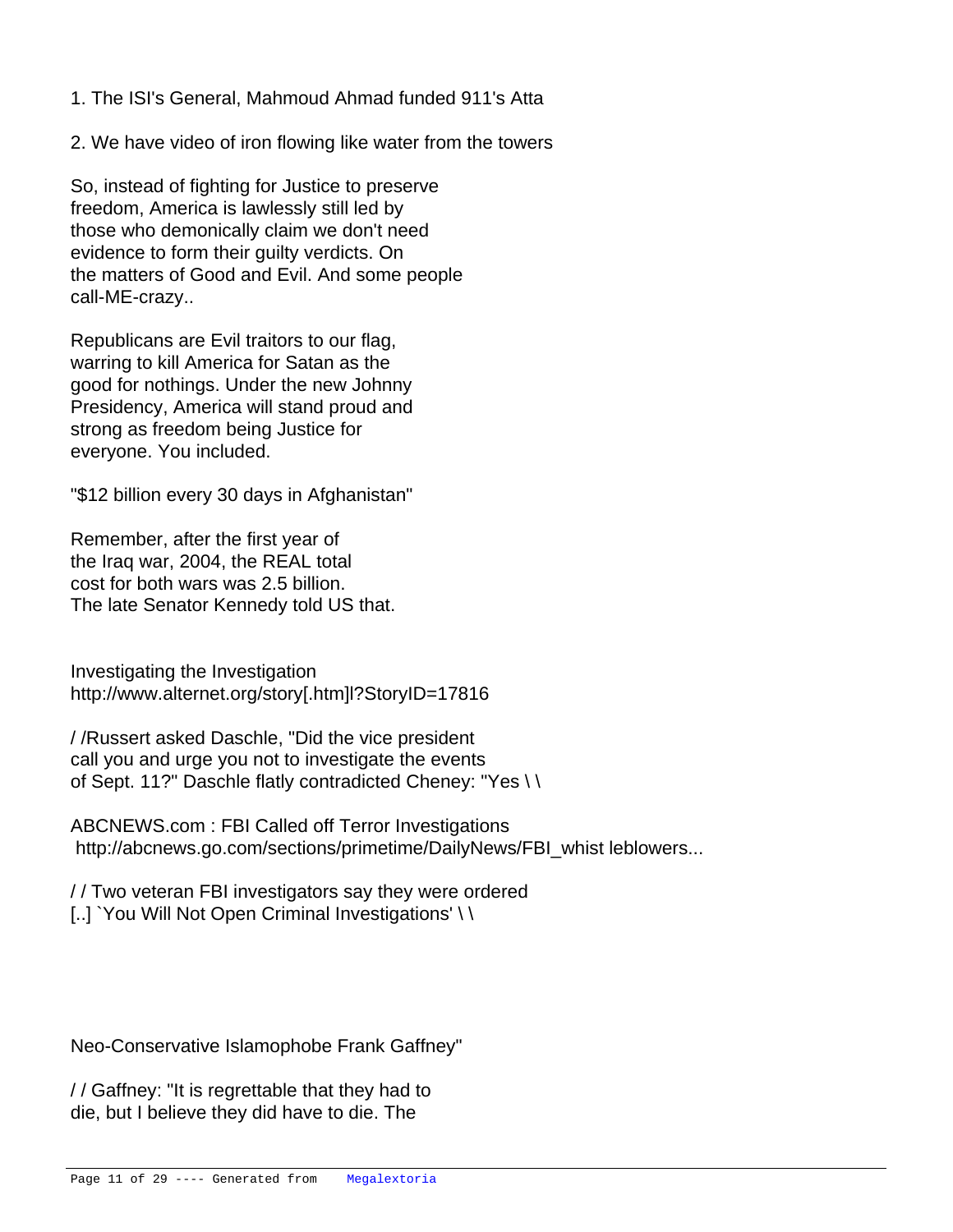1. The ISI's General, Mahmoud Ahmad funded 911's Atta

2. We have video of iron flowing like water from the towers

So, instead of fighting for Justice to preserve freedom, America is lawlessly still led by those who demonically claim we don't need evidence to form their guilty verdicts. On the matters of Good and Evil. And some people call-ME-crazy..

Republicans are Evil traitors to our flag, warring to kill America for Satan as the good for nothings. Under the new Johnny Presidency, America will stand proud and strong as freedom being Justice for everyone. You included.

"$12 billion every 30 days in Afghanistan"

Remember, after the first year of the Iraq war, 2004, the REAL total cost for both wars was 2.5 billion. The late Senator Kennedy told US that.

Investigating the Investigation
http://www.alternet.org/story[.htm]l?StoryID=17816

/ /Russert asked Daschle, "Did the vice president call you and urge you not to investigate the events of Sept. 11?" Daschle flatly contradicted Cheney: "Yes \ \

ABCNEWS.com : FBI Called off Terror Investigations
http://abcnews.go.com/sections/primetime/DailyNews/FBI_whist leblowers...

/ / Two veteran FBI investigators say they were ordered [..] `You Will Not Open Criminal Investigations' \ \

Neo-Conservative Islamophobe Frank Gaffney"

/ / Gaffney: "It is regrettable that they had to die, but I believe they did have to die. The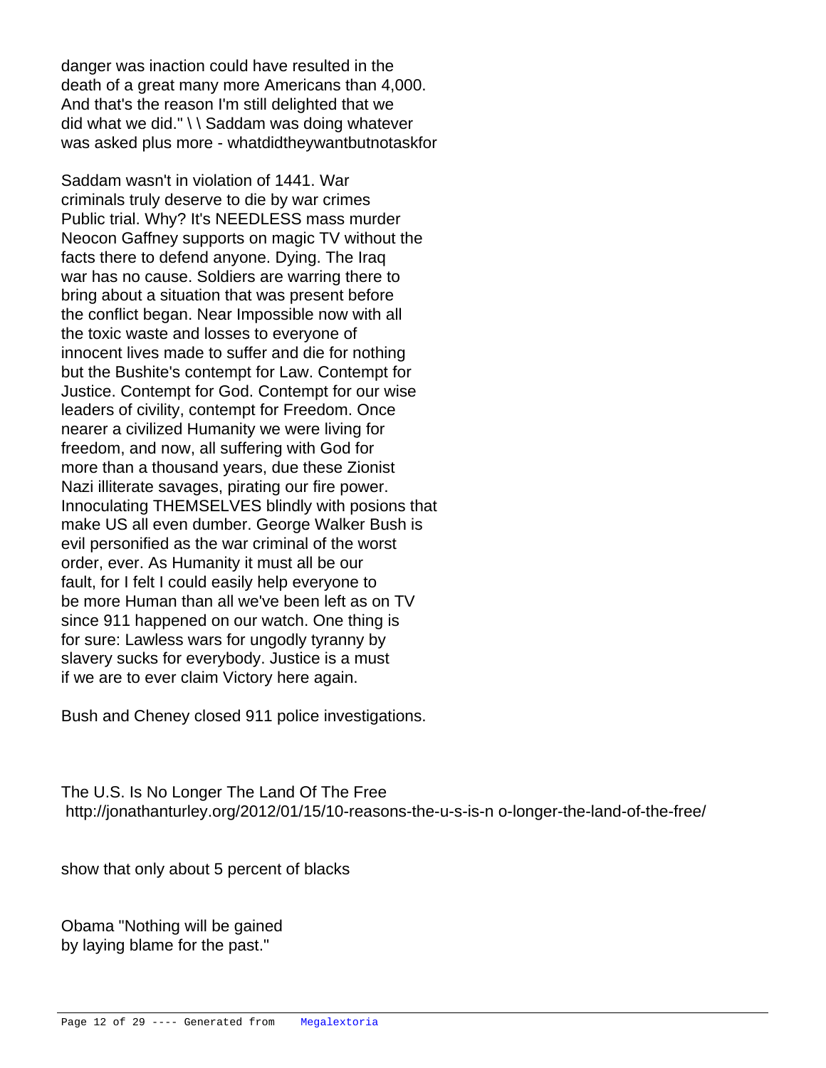danger was inaction could have resulted in the death of a great many more Americans than 4,000. And that's the reason I'm still delighted that we did what we did." \ \ Saddam was doing whatever was asked plus more - whatdidtheywantbutnotaskfor

Saddam wasn't in violation of 1441. War criminals truly deserve to die by war crimes Public trial. Why? It's NEEDLESS mass murder Neocon Gaffney supports on magic TV without the facts there to defend anyone. Dying. The Iraq war has no cause. Soldiers are warring there to bring about a situation that was present before the conflict began. Near Impossible now with all the toxic waste and losses to everyone of innocent lives made to suffer and die for nothing but the Bushite's contempt for Law. Contempt for Justice. Contempt for God. Contempt for our wise leaders of civility, contempt for Freedom. Once nearer a civilized Humanity we were living for freedom, and now, all suffering with God for more than a thousand years, due these Zionist Nazi illiterate savages, pirating our fire power. Innoculating THEMSELVES blindly with posions that make US all even dumber. George Walker Bush is evil personified as the war criminal of the worst order, ever. As Humanity it must all be our fault, for I felt I could easily help everyone to be more Human than all we've been left as on TV since 911 happened on our watch. One thing is for sure: Lawless wars for ungodly tyranny by slavery sucks for everybody. Justice is a must if we are to ever claim Victory here again.

Bush and Cheney closed 911 police investigations.

The U.S. Is No Longer The Land Of The Free
http://jonathanturley.org/2012/01/15/10-reasons-the-u-s-is-n o-longer-the-land-of-the-free/

show that only about 5 percent of blacks

Obama "Nothing will be gained by laying blame for the past."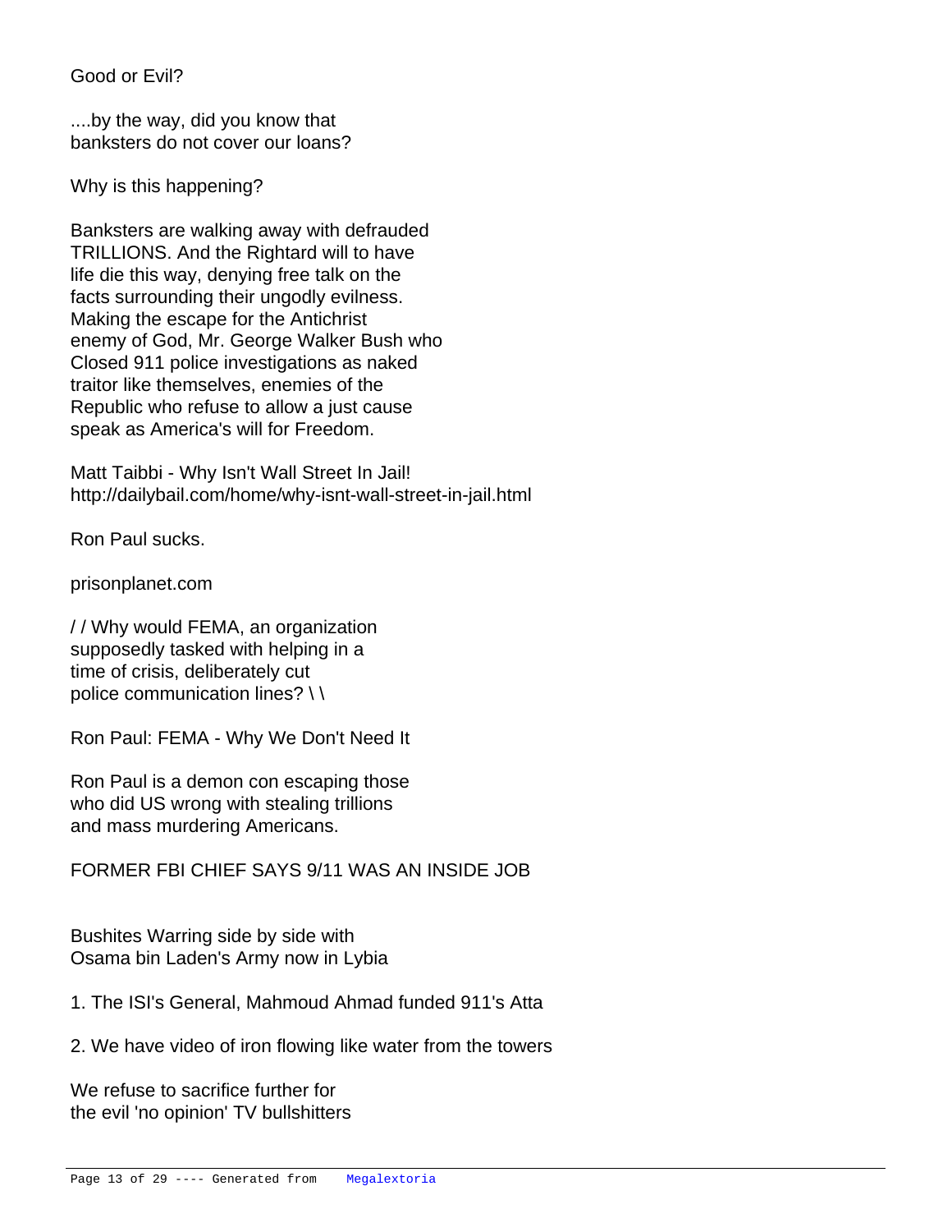Good or Evil?

....by the way, did you know that
banksters do not cover our loans?

Why is this happening?

Banksters are walking away with defrauded
TRILLIONS. And the Rightard will to have
life die this way, denying free talk on the
facts surrounding their ungodly evilness.
Making the escape for the Antichrist
enemy of God, Mr. George Walker Bush who
Closed 911 police investigations as naked
traitor like themselves, enemies of the
Republic who refuse to allow a just cause
speak as America's will for Freedom.

Matt Taibbi - Why Isn't Wall Street In Jail!
http://dailybail.com/home/why-isnt-wall-street-in-jail.html

Ron Paul sucks.

prisonplanet.com

/ / Why would FEMA, an organization
supposedly tasked with helping in a
time of crisis, deliberately cut
police communication lines? \ \

Ron Paul: FEMA - Why We Don't Need It

Ron Paul is a demon con escaping those
who did US wrong with stealing trillions
and mass murdering Americans.

FORMER FBI CHIEF SAYS 9/11 WAS AN INSIDE JOB

Bushites Warring side by side with
Osama bin Laden's Army now in Lybia

1. The ISI's General, Mahmoud Ahmad funded 911's Atta

2. We have video of iron flowing like water from the towers

We refuse to sacrifice further for
the evil 'no opinion' TV bullshitters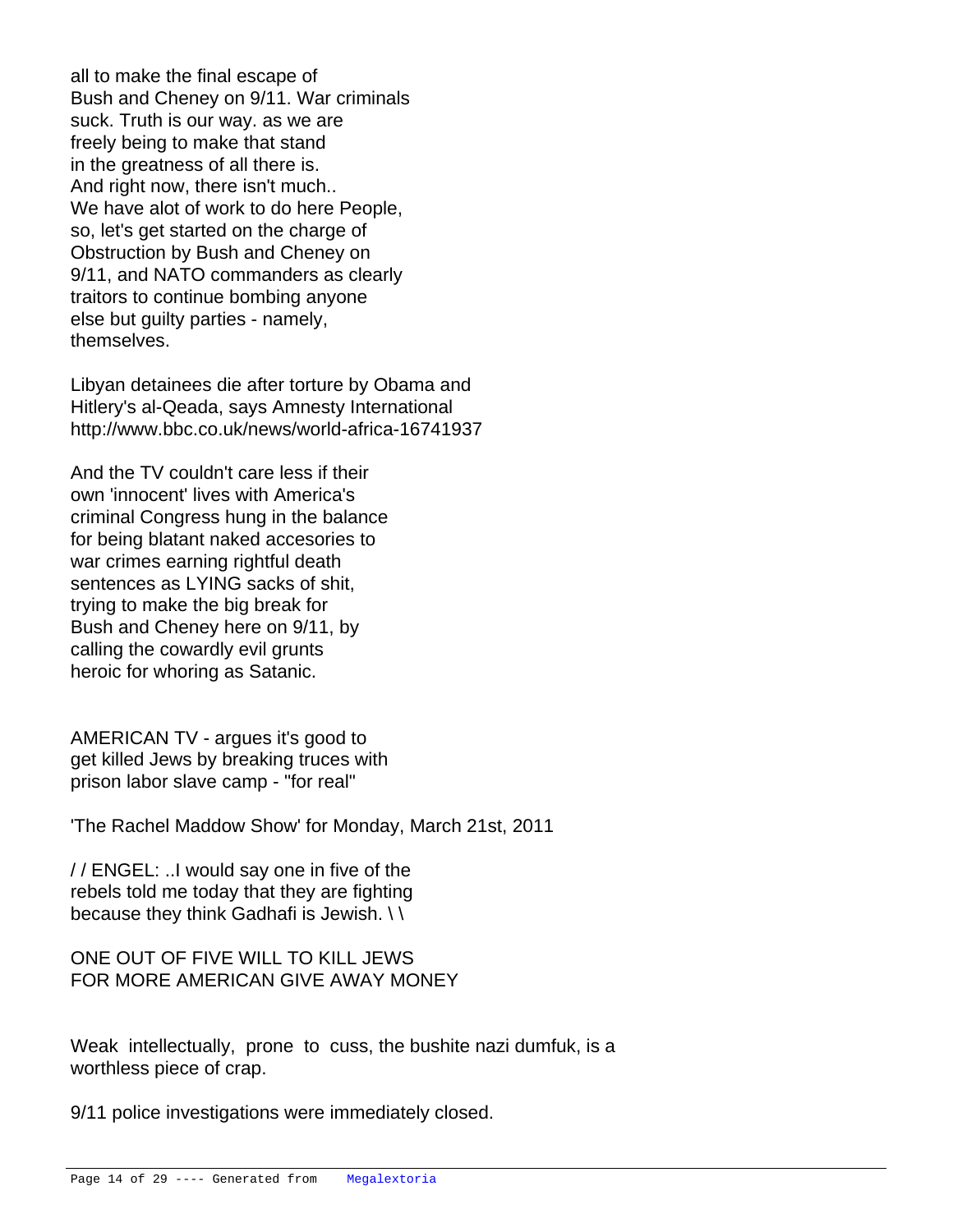all to make the final escape of
Bush and Cheney on 9/11. War criminals
suck. Truth is our way. as we are
freely being to make that stand
in the greatness of all there is.
And right now, there isn't much..
We have alot of work to do here People,
so, let's get started on the charge of
Obstruction by Bush and Cheney on
9/11, and NATO commanders as clearly
traitors to continue bombing anyone
else but guilty parties - namely,
themselves.

Libyan detainees die after torture by Obama and
Hitlery's al-Qeada, says Amnesty International
http://www.bbc.co.uk/news/world-africa-16741937

And the TV couldn't care less if their
own 'innocent' lives with America's
criminal Congress hung in the balance
for being blatant naked accesories to
war crimes earning rightful death
sentences as LYING sacks of shit,
trying to make the big break for
Bush and Cheney here on 9/11, by
calling the cowardly evil grunts
heroic for whoring as Satanic.

AMERICAN TV - argues it's good to
get killed Jews by breaking truces with
prison labor slave camp - "for real"

'The Rachel Maddow Show' for Monday, March 21st, 2011

/ / ENGEL: ..I would say one in five of the
rebels told me today that they are fighting
because they think Gadhafi is Jewish. \ \

ONE OUT OF FIVE WILL TO KILL JEWS
FOR MORE AMERICAN GIVE AWAY MONEY

Weak intellectually, prone to cuss, the bushite nazi dumfuk, is a
worthless piece of crap.

9/11 police investigations were immediately closed.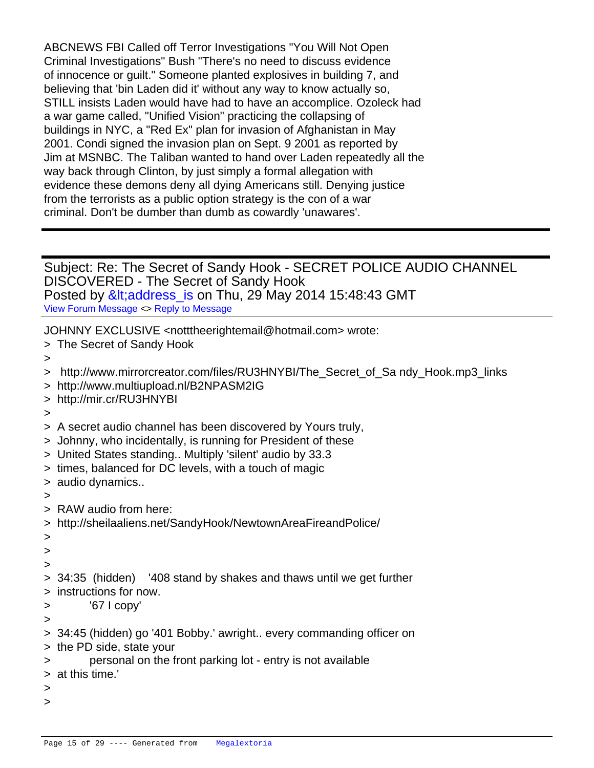ABCNEWS FBI Called off Terror Investigations "You Will Not Open Criminal Investigations" Bush "There's no need to discuss evidence of innocence or guilt." Someone planted explosives in building 7, and believing that 'bin Laden did it' without any way to know actually so, STILL insists Laden would have had to have an accomplice. Ozoleck had a war game called, "Unified Vision" practicing the collapsing of buildings in NYC, a "Red Ex" plan for invasion of Afghanistan in May 2001. Condi signed the invasion plan on Sept. 9 2001 as reported by Jim at MSNBC. The Taliban wanted to hand over Laden repeatedly all the way back through Clinton, by just simply a formal allegation with evidence these demons deny all dying Americans still. Denying justice from the terrorists as a public option strategy is the con of a war criminal. Don't be dumber than dumb as cowardly 'unawares'.

---

---

Subject: Re: The Secret of Sandy Hook - SECRET POLICE AUDIO CHANNEL DISCOVERED - The Secret of Sandy Hook
Posted by &lt;address_is on Thu, 29 May 2014 15:48:43 GMT
View Forum Message <> Reply to Message

---

JOHNNY EXCLUSIVE <notttheerightemail@hotmail.com> wrote:
> The Secret of Sandy Hook
>
> http://www.mirrorcreator.com/files/RU3HNYBI/The_Secret_of_Sa ndy_Hook.mp3_links
> http://www.multiupload.nl/B2NPASM2IG
> http://mir.cr/RU3HNYBI
>
> A secret audio channel has been discovered by Yours truly,
> Johnny, who incidentally, is running for President of these
> United States standing.. Multiply 'silent' audio by 33.3
> times, balanced for DC levels, with a touch of magic
> audio dynamics..
>
> RAW audio from here:
> http://sheilaaliens.net/SandyHook/NewtownAreaFireandPolice/
>
>
>
> 34:35 (hidden) '408 stand by shakes and thaws until we get further
> instructions for now.
> '67 I copy'
>
> 34:45 (hidden) go '401 Bobby.' awright.. every commanding officer on
> the PD side, state your
> personal on the front parking lot - entry is not available
> at this time.'
>
>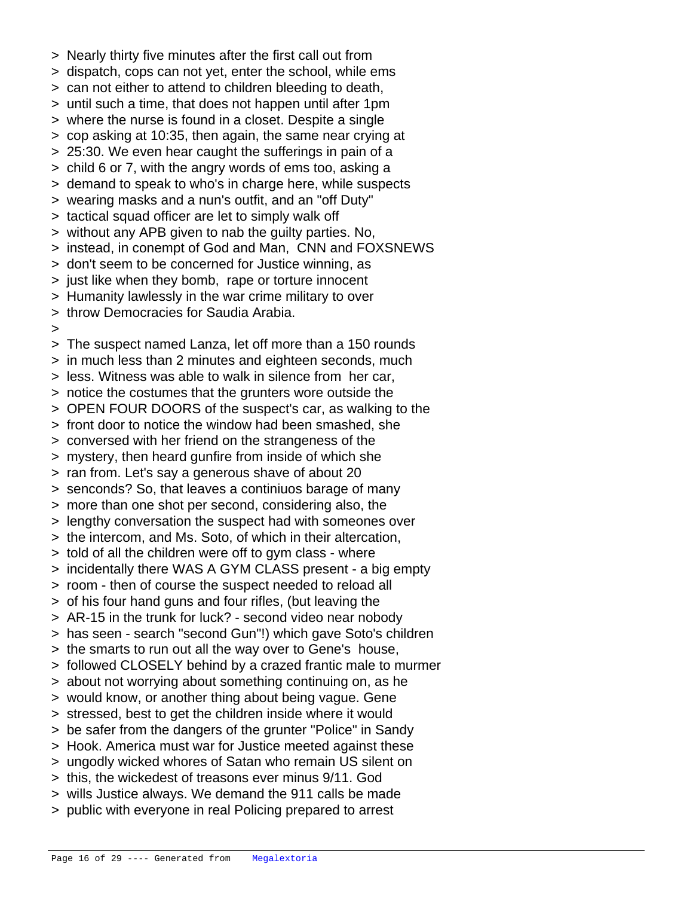> Nearly thirty five minutes after the first call out from
> dispatch, cops can not yet, enter the school, while ems
> can not either to attend to children bleeding to death,
> until such a time, that does not happen until after 1pm
> where the nurse is found in a closet. Despite a single
> cop asking at 10:35, then again, the same near crying at
> 25:30. We even hear caught the sufferings in pain of a
> child 6 or 7, with the angry words of ems too, asking a
> demand to speak to who's in charge here, while suspects
> wearing masks and a nun's outfit, and an "off Duty"
> tactical squad officer are let to simply walk off
> without any APB given to nab the guilty parties. No,
> instead, in conempt of God and Man, CNN and FOXSNEWS
> don't seem to be concerned for Justice winning, as
> just like when they bomb, rape or torture innocent
> Humanity lawlessly in the war crime military to over
> throw Democracies for Saudia Arabia.
>
> The suspect named Lanza, let off more than a 150 rounds
> in much less than 2 minutes and eighteen seconds, much
> less. Witness was able to walk in silence from her car,
> notice the costumes that the grunters wore outside the
> OPEN FOUR DOORS of the suspect's car, as walking to the
> front door to notice the window had been smashed, she
> conversed with her friend on the strangeness of the
> mystery, then heard gunfire from inside of which she
> ran from. Let's say a generous shave of about 20
> senconds? So, that leaves a continiuos barage of many
> more than one shot per second, considering also, the
> lengthy conversation the suspect had with someones over
> the intercom, and Ms. Soto, of which in their altercation,
> told of all the children were off to gym class - where
> incidentally there WAS A GYM CLASS present - a big empty
> room - then of course the suspect needed to reload all
> of his four hand guns and four rifles, (but leaving the
> AR-15 in the trunk for luck? - second video near nobody
> has seen - search "second Gun"!) which gave Soto's children
> the smarts to run out all the way over to Gene's house,
> followed CLOSELY behind by a crazed frantic male to murmer
> about not worrying about something continuing on, as he
> would know, or another thing about being vague. Gene
> stressed, best to get the children inside where it would
> be safer from the dangers of the grunter "Police" in Sandy
> Hook. America must war for Justice meeted against these
> ungodly wicked whores of Satan who remain US silent on
> this, the wickedest of treasons ever minus 9/11. God
> wills Justice always. We demand the 911 calls be made
> public with everyone in real Policing prepared to arrest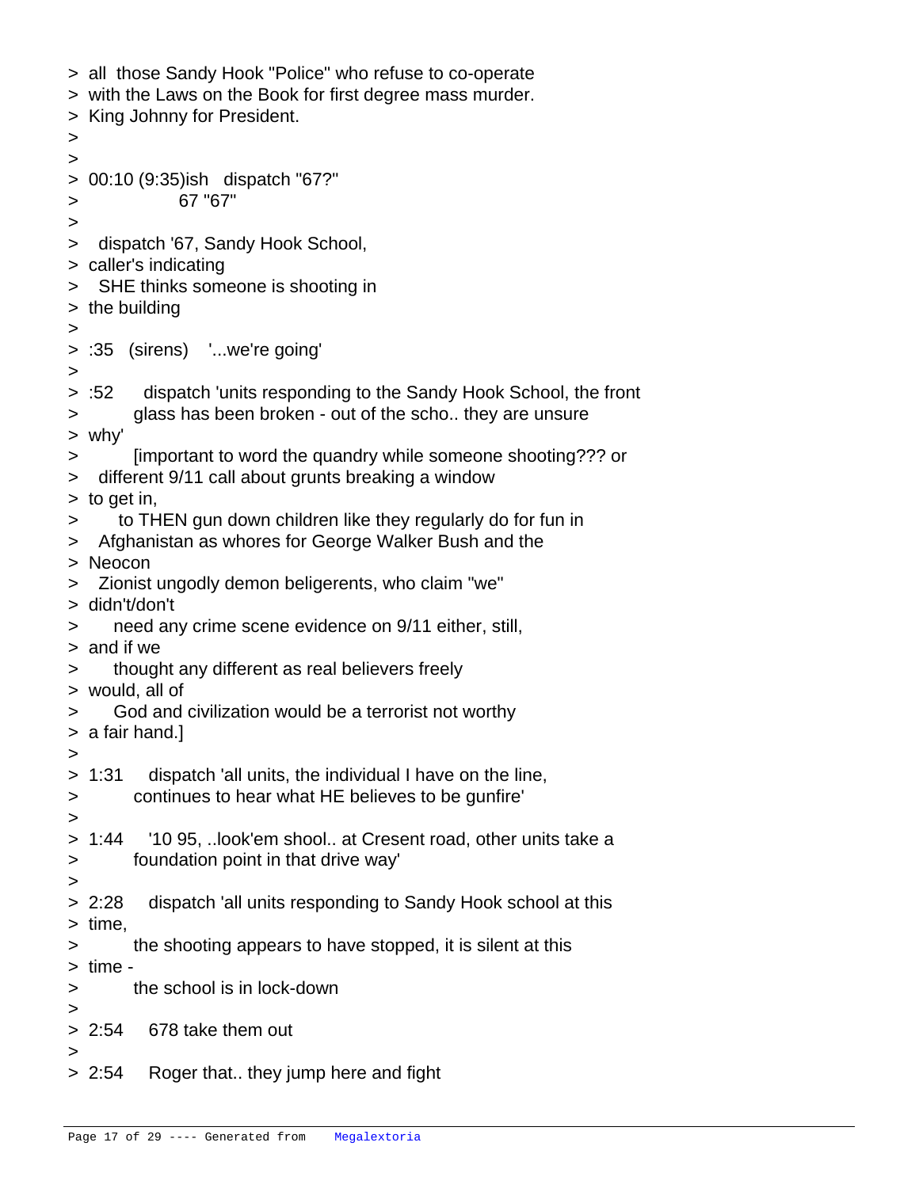> all  those Sandy Hook "Police" who refuse to co-operate
> with the Laws on the Book for first degree mass murder.
> King Johnny for President.
>
>
> 00:10 (9:35)ish   dispatch "67?"
>                 67 "67"
>
>  dispatch '67, Sandy Hook School,
> caller's indicating
>  SHE thinks someone is shooting in
> the building
>
> :35   (sirens)    '...we're going'
>
> :52      dispatch 'units responding to the Sandy Hook School, the front
>        glass has been broken - out of the scho.. they are unsure
> why'
>        [important to word the quandry while someone shooting??? or
>  different 9/11 call about grunts breaking a window
> to get in,
>      to THEN gun down children like they regularly do for fun in
>  Afghanistan as whores for George Walker Bush and the
> Neocon
>  Zionist ungodly demon beligerents, who claim "we"
> didn't/don't
>     need any crime scene evidence on 9/11 either, still,
> and if we
>     thought any different as real believers freely
> would, all of
>     God and civilization would be a terrorist not worthy
> a fair hand.]
>
> 1:31     dispatch 'all units, the individual I have on the line,
>        continues to hear what HE believes to be gunfire'
>
> 1:44     '10 95, ..look'em shool.. at Cresent road, other units take a
>        foundation point in that drive way'
>
> 2:28     dispatch 'all units responding to Sandy Hook school at this
> time,
>        the shooting appears to have stopped, it is silent at this
> time -
>        the school is in lock-down
>
> 2:54     678 take them out
>
> 2:54     Roger that.. they jump here and fight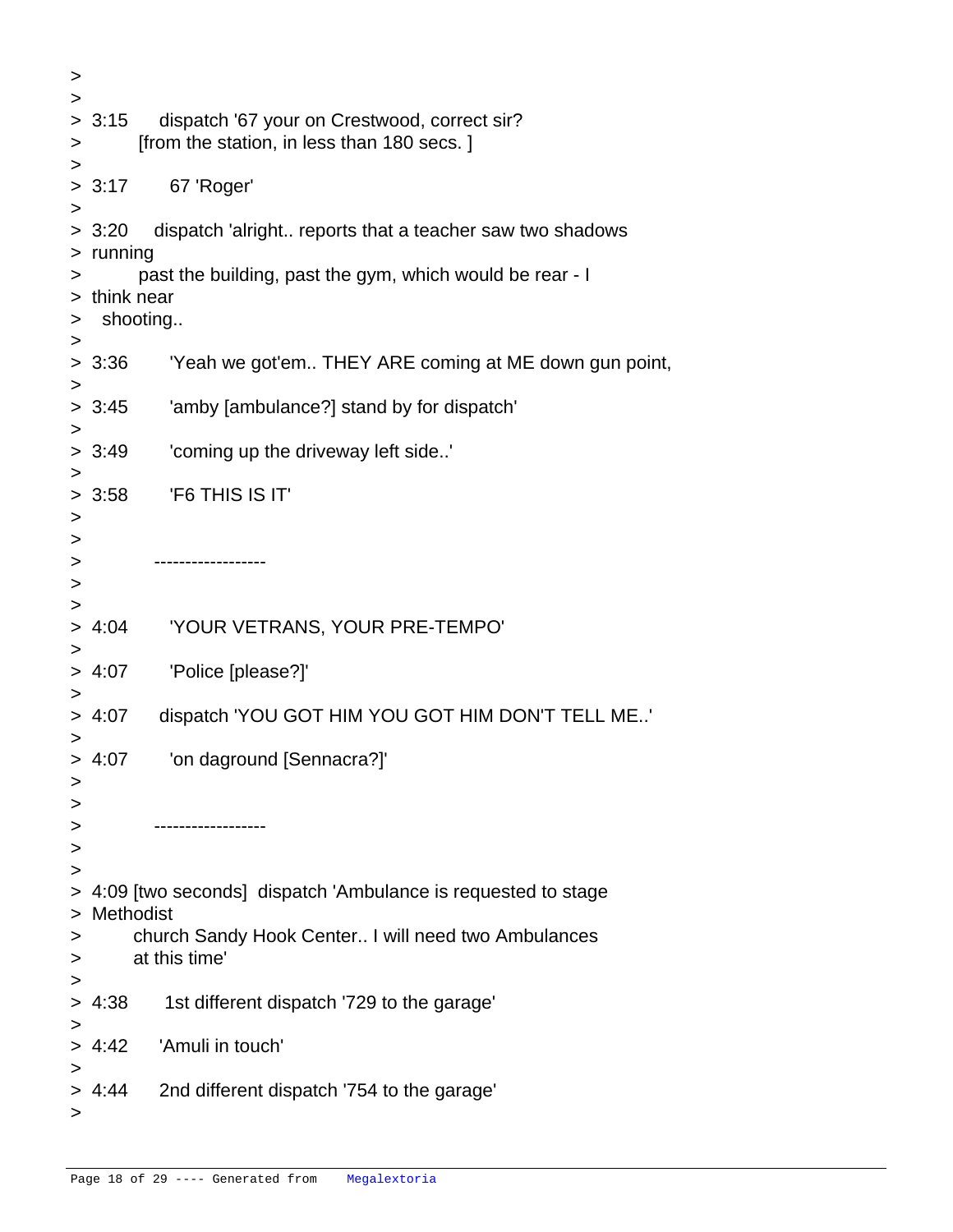>
>
> 3:15 dispatch '67 your on Crestwood, correct sir?
> [from the station, in less than 180 secs. ]
>
> 3:17 67 'Roger'
>
> 3:20 dispatch 'alright.. reports that a teacher saw two shadows
> running
> past the building, past the gym, which would be rear - I
> think near
> shooting..
>
> 3:36 'Yeah we got'em.. THEY ARE coming at ME down gun point,
>
> 3:45 'amby [ambulance?] stand by for dispatch'
>
> 3:49 'coming up the driveway left side..'
>
> 3:58 'F6 THIS IS IT'
>
>
> ------------------
>
>
> 4:04 'YOUR VETRANS, YOUR PRE-TEMPO'
>
> 4:07 'Police [please?]'
>
> 4:07 dispatch 'YOU GOT HIM YOU GOT HIM DON'T TELL ME..'
>
> 4:07 'on daground [Sennacra?]'
>
>
> ------------------
>
>
> 4:09 [two seconds] dispatch 'Ambulance is requested to stage
> Methodist
> church Sandy Hook Center.. I will need two Ambulances
> at this time'
>
> 4:38 1st different dispatch '729 to the garage'
>
> 4:42 'Amuli in touch'
>
> 4:44 2nd different dispatch '754 to the garage'
>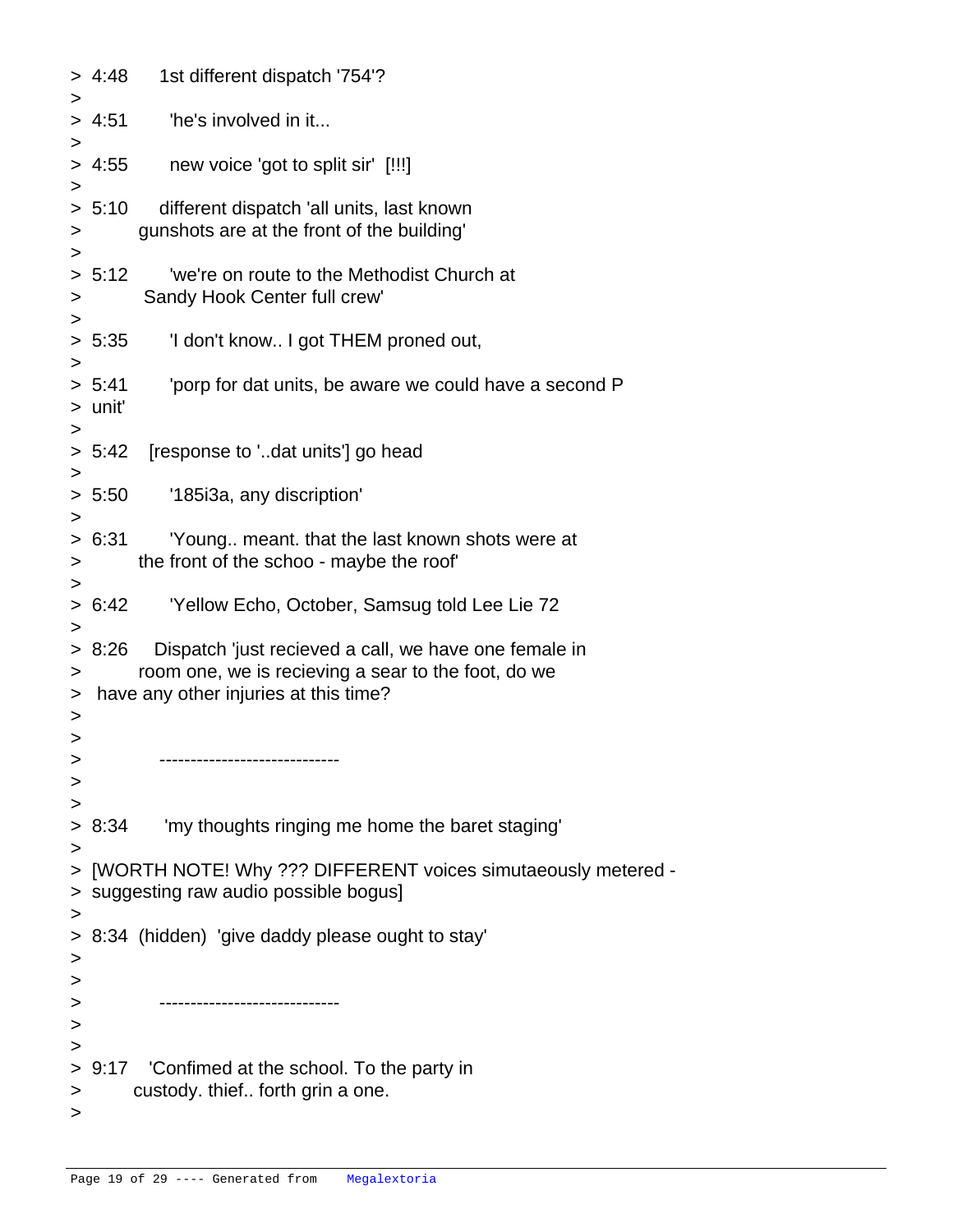> 4:48  1st different dispatch '754'?
>
> 4:51  'he's involved in it...
>
> 4:55  new voice 'got to split sir' [!!!]
>
> 5:10  different dispatch 'all units, last known
> gunshots are at the front of the building'
>
> 5:12  'we're on route to the Methodist Church at
> Sandy Hook Center full crew'
>
> 5:35  'I don't know.. I got THEM proned out,
>
> 5:41  'porp for dat units, be aware we could have a second P
> unit'
>
> 5:42  [response to '..dat units'] go head
>
> 5:50  '185i3a, any discription'
>
> 6:31  'Young.. meant. that the last known shots were at
> the front of the schoo - maybe the roof'
>
> 6:42  'Yellow Echo, October, Samsug told Lee Lie 72
>
> 8:26  Dispatch 'just recieved a call, we have one female in
> room one, we is recieving a sear to the foot, do we
> have any other injuries at this time?
>
>
> ----------------------------
>
>
> 8:34  'my thoughts ringing me home the baret staging'
>
> [WORTH NOTE! Why ??? DIFFERENT voices simutaeously metered -
> suggesting raw audio possible bogus]
>
> 8:34 (hidden) 'give daddy please ought to stay'
>
>
> ----------------------------
>
>
> 9:17  'Confimed at the school. To the party in
> custody. thief.. forth grin a one.
>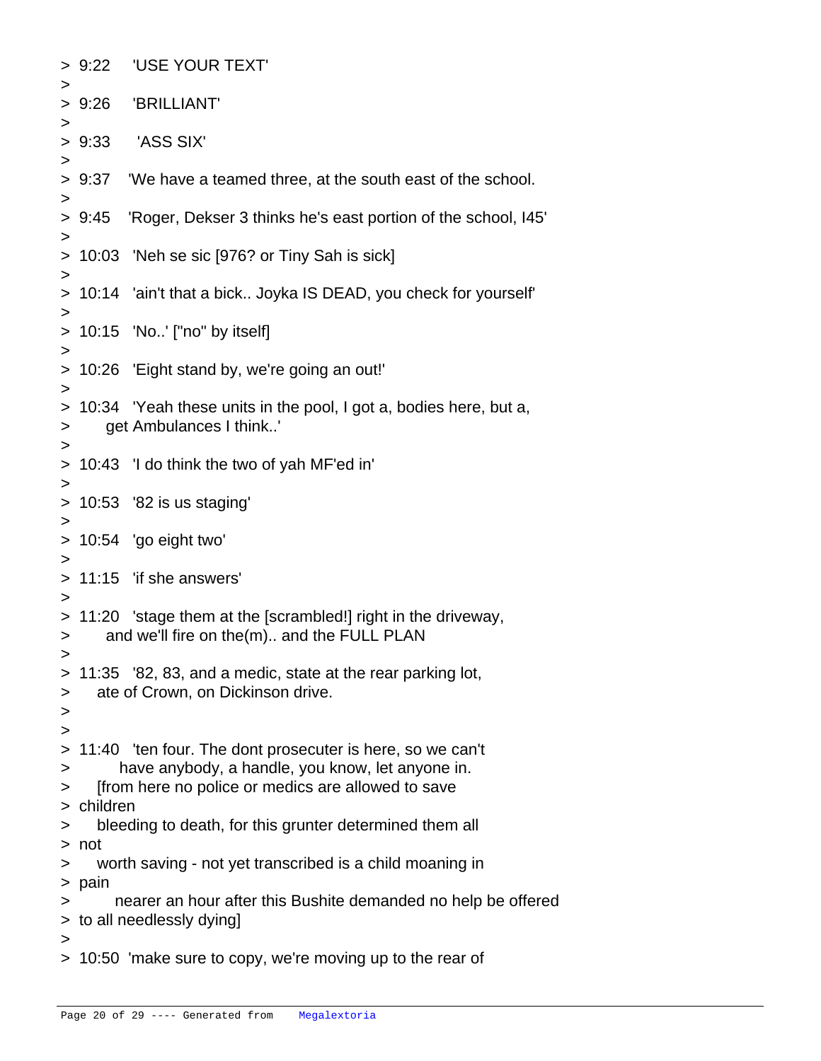> 9:22 'USE YOUR TEXT'
>
> 9:26 'BRILLIANT'
>
> 9:33 'ASS SIX'
>
> 9:37 'We have a teamed three, at the south east of the school.
>
> 9:45 'Roger, Dekser 3 thinks he's east portion of the school, I45'
>
> 10:03 'Neh se sic [976? or Tiny Sah is sick]
>
> 10:14 'ain't that a bick.. Joyka IS DEAD, you check for yourself'
>
> 10:15 'No..' ["no" by itself]
>
> 10:26 'Eight stand by, we're going an out!'
>
> 10:34 'Yeah these units in the pool, I got a, bodies here, but a,
> get Ambulances I think..'
>
> 10:43 'I do think the two of yah MF'ed in'
>
> 10:53 '82 is us staging'
>
> 10:54 'go eight two'
>
> 11:15 'if she answers'
>
> 11:20 'stage them at the [scrambled!] right in the driveway,
> and we'll fire on the(m).. and the FULL PLAN
>
> 11:35 '82, 83, and a medic, state at the rear parking lot,
> ate of Crown, on Dickinson drive.
>
>
> 11:40 'ten four. The dont prosecuter is here, so we can't
> have anybody, a handle, you know, let anyone in.
> [from here no police or medics are allowed to save
> children
> bleeding to death, for this grunter determined them all
> not
> worth saving - not yet transcribed is a child moaning in
> pain
> nearer an hour after this Bushite demanded no help be offered
> to all needlessly dying]
>
> 10:50 'make sure to copy, we're moving up to the rear of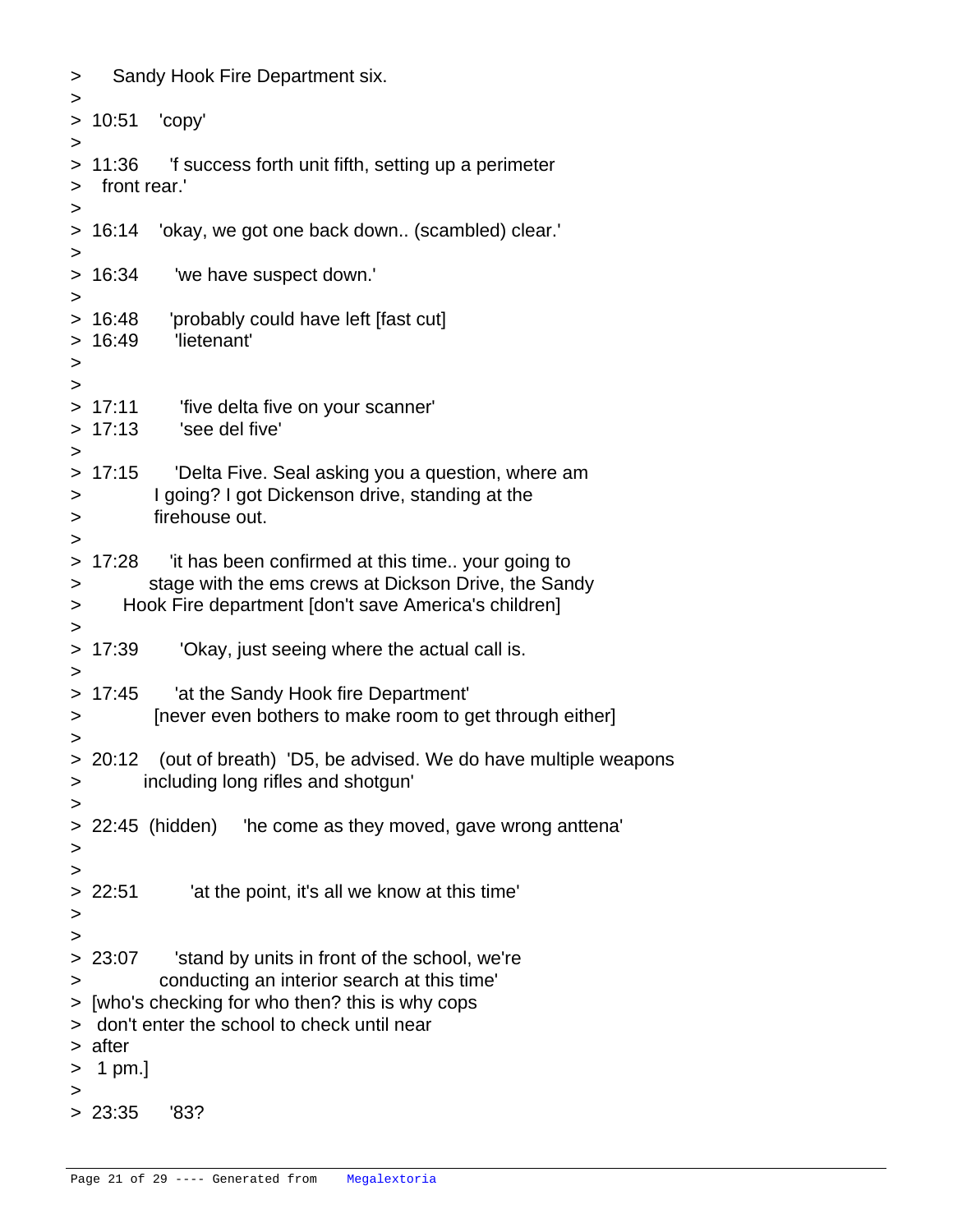> Sandy Hook Fire Department six.
>
> 10:51 'copy'
>
> 11:36 'f success forth unit fifth, setting up a perimeter
> front rear.'
>
> 16:14 'okay, we got one back down.. (scambled) clear.'
>
> 16:34 'we have suspect down.'
>
> 16:48 'probably could have left [fast cut]
> 16:49 'lietenant'
>
>
> 17:11 'five delta five on your scanner'
> 17:13 'see del five'
>
> 17:15 'Delta Five. Seal asking you a question, where am
> I going? I got Dickenson drive, standing at the
> firehouse out.
>
> 17:28 'it has been confirmed at this time.. your going to
> stage with the ems crews at Dickson Drive, the Sandy
> Hook Fire department [don't save America's children]
>
> 17:39 'Okay, just seeing where the actual call is.
>
> 17:45 'at the Sandy Hook fire Department'
> [never even bothers to make room to get through either]
>
> 20:12 (out of breath) 'D5, be advised. We do have multiple weapons
> including long rifles and shotgun'
>
> 22:45 (hidden) 'he come as they moved, gave wrong anttena'
>
>
> 22:51 'at the point, it's all we know at this time'
>
>
> 23:07 'stand by units in front of the school, we're
> conducting an interior search at this time'
> [who's checking for who then? this is why cops
> don't enter the school to check until near
> after
> 1 pm.]
>
> 23:35 '83?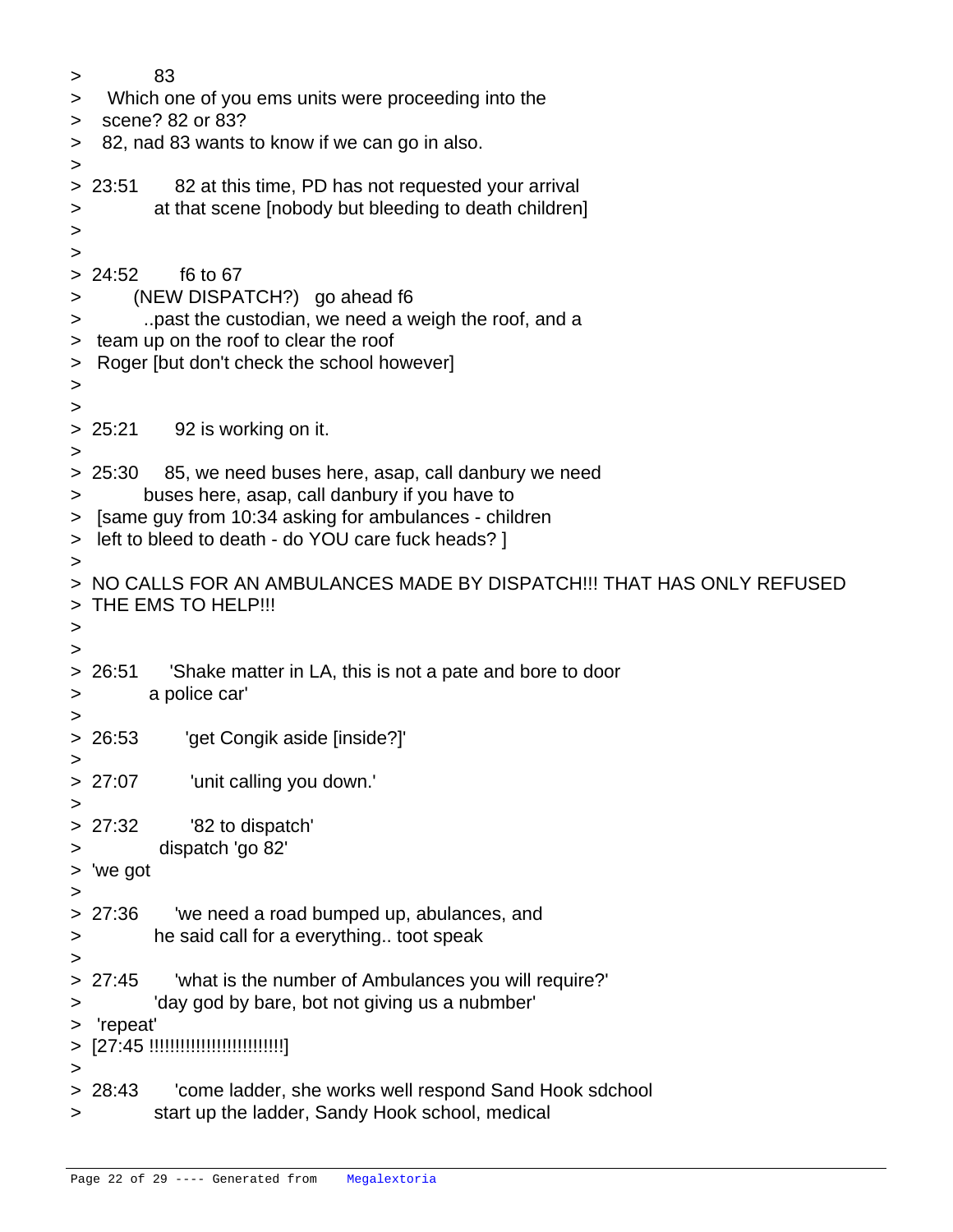> 83
> Which one of you ems units were proceeding into the
> scene? 82 or 83?
> 82, nad 83 wants to know if we can go in also.
>
> 23:51 82 at this time, PD has not requested your arrival
> at that scene [nobody but bleeding to death children]
>
>
> 24:52 f6 to 67
> (NEW DISPATCH?) go ahead f6
> ..past the custodian, we need a weigh the roof, and a
> team up on the roof to clear the roof
> Roger [but don't check the school however]
>
>
> 25:21 92 is working on it.
>
> 25:30 85, we need buses here, asap, call danbury we need
> buses here, asap, call danbury if you have to
> [same guy from 10:34 asking for ambulances - children
> left to bleed to death - do YOU care fuck heads? ]
>
> NO CALLS FOR AN AMBULANCES MADE BY DISPATCH!!! THAT HAS ONLY REFUSED
> THE EMS TO HELP!!!
>
>
> 26:51 'Shake matter in LA, this is not a pate and bore to door
> a police car'
>
> 26:53 'get Congik aside [inside?]'
>
> 27:07 'unit calling you down.'
>
> 27:32 '82 to dispatch'
> dispatch 'go 82'
> 'we got
>
> 27:36 'we need a road bumped up, abulances, and
> he said call for a everything.. toot speak
>
> 27:45 'what is the number of Ambulances you will require?'
> 'day god by bare, bot not giving us a nubmber'
> 'repeat'
> [27:45 !!!!!!!!!!!!!!!!!!!!!!!!!]
>
> 28:43 'come ladder, she works well respond Sand Hook sdchool
> start up the ladder, Sandy Hook school, medical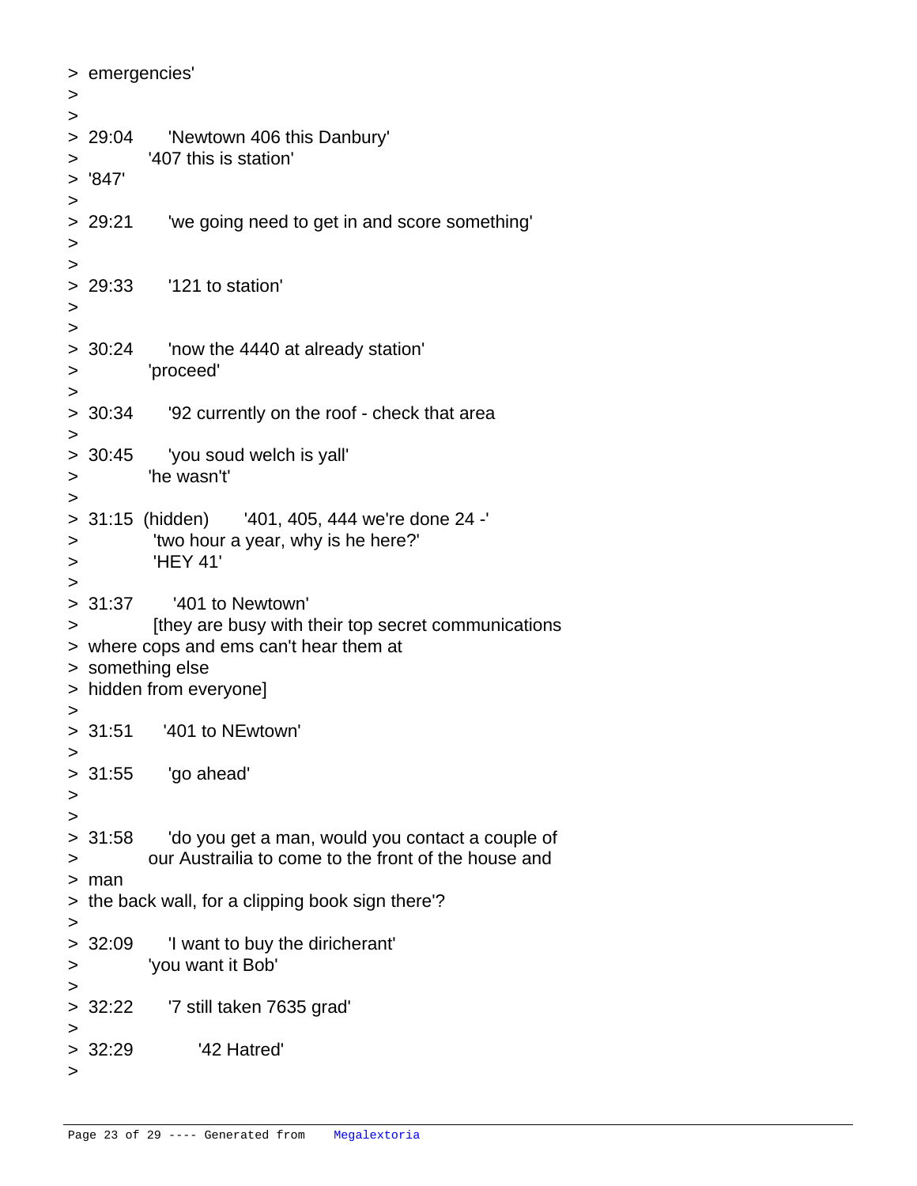> emergencies'
>
>
> 29:04 'Newtown 406 this Danbury'
> '407 this is station'
> '847'
>
> 29:21 'we going need to get in and score something'
>
>
> 29:33 '121 to station'
>
>
> 30:24 'now the 4440 at already station'
> 'proceed'
>
> 30:34 '92 currently on the roof - check that area
>
> 30:45 'you soud welch is yall'
> 'he wasn't'
>
> 31:15 (hidden) '401, 405, 444 we're done 24 -'
> 'two hour a year, why is he here?'
> 'HEY 41'
>
> 31:37 '401 to Newtown'
> [they are busy with their top secret communications
> where cops and ems can't hear them at
> something else
> hidden from everyone]
>
> 31:51 '401 to NEwtown'
>
> 31:55 'go ahead'
>
>
> 31:58 'do you get a man, would you contact a couple of
> our Austrailia to come to the front of the house and
> man
> the back wall, for a clipping book sign there'?
>
> 32:09 'I want to buy the diricherant'
> 'you want it Bob'
>
> 32:22 '7 still taken 7635 grad'
>
> 32:29 '42 Hatred'
>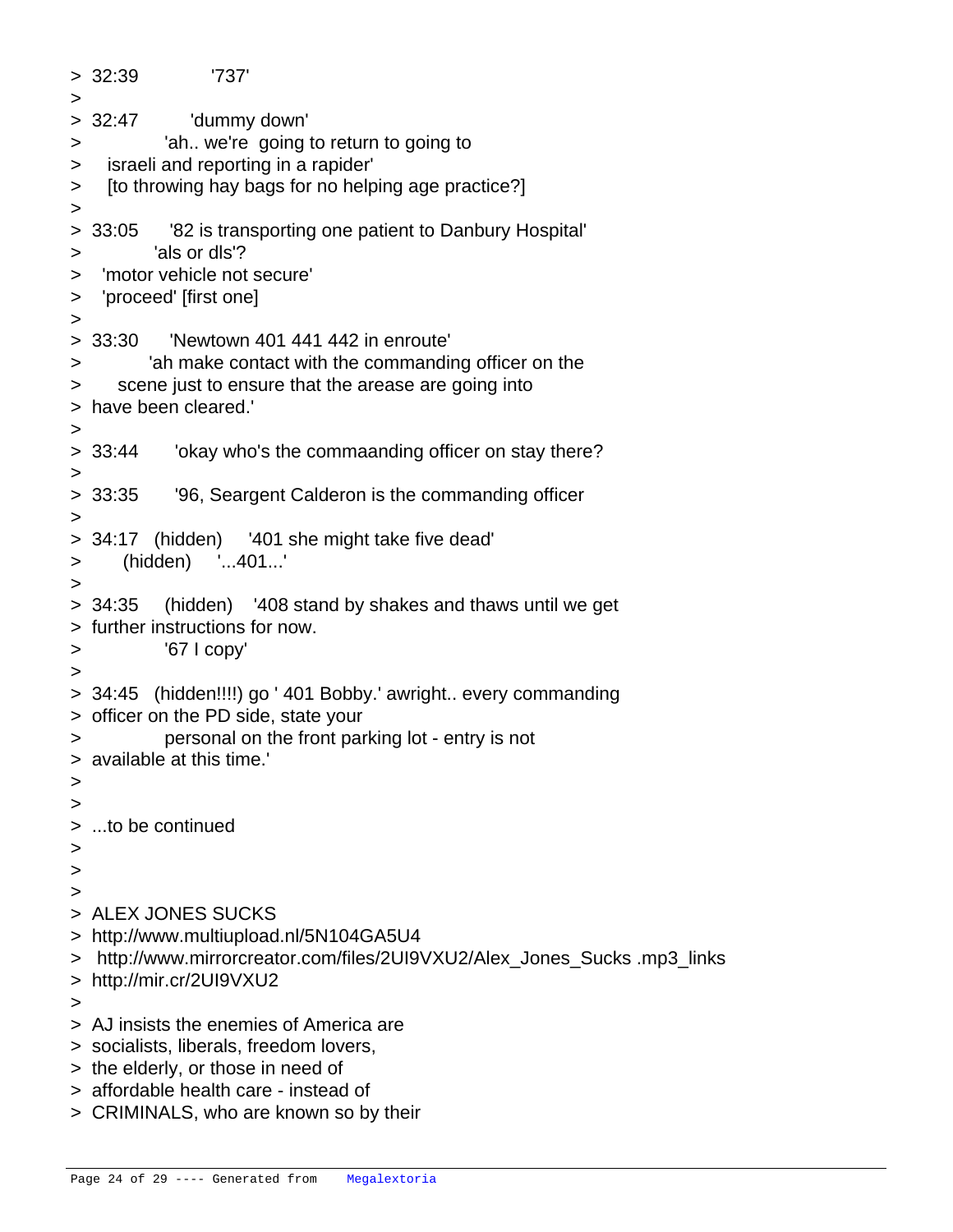> 32:39 '737'
>
> 32:47 'dummy down'
> 'ah.. we're going to return to going to
> israeli and reporting in a rapider'
> [to throwing hay bags for no helping age practice?]
>
> 33:05 '82 is transporting one patient to Danbury Hospital'
> 'als or dls'?
> 'motor vehicle not secure'
> 'proceed' [first one]
>
> 33:30 'Newtown 401 441 442 in enroute'
> 'ah make contact with the commanding officer on the
> scene just to ensure that the arease are going into
> have been cleared.'
>
> 33:44 'okay who's the commaanding officer on stay there?
>
> 33:35 '96, Seargent Calderon is the commanding officer
>
> 34:17 (hidden) '401 she might take five dead'
> (hidden) '...401...'
>
> 34:35 (hidden) '408 stand by shakes and thaws until we get
> further instructions for now.
> '67 I copy'
>
> 34:45 (hidden!!!!) go ' 401 Bobby.' awright.. every commanding
> officer on the PD side, state your
> personal on the front parking lot - entry is not
> available at this time.'
>
>
> ...to be continued
>
>
>
> ALEX JONES SUCKS
> http://www.multiupload.nl/5N104GA5U4
> http://www.mirrorcreator.com/files/2UI9VXU2/Alex_Jones_Sucks .mp3_links
> http://mir.cr/2UI9VXU2
>
> AJ insists the enemies of America are
> socialists, liberals, freedom lovers,
> the elderly, or those in need of
> affordable health care - instead of
> CRIMINALS, who are known so by their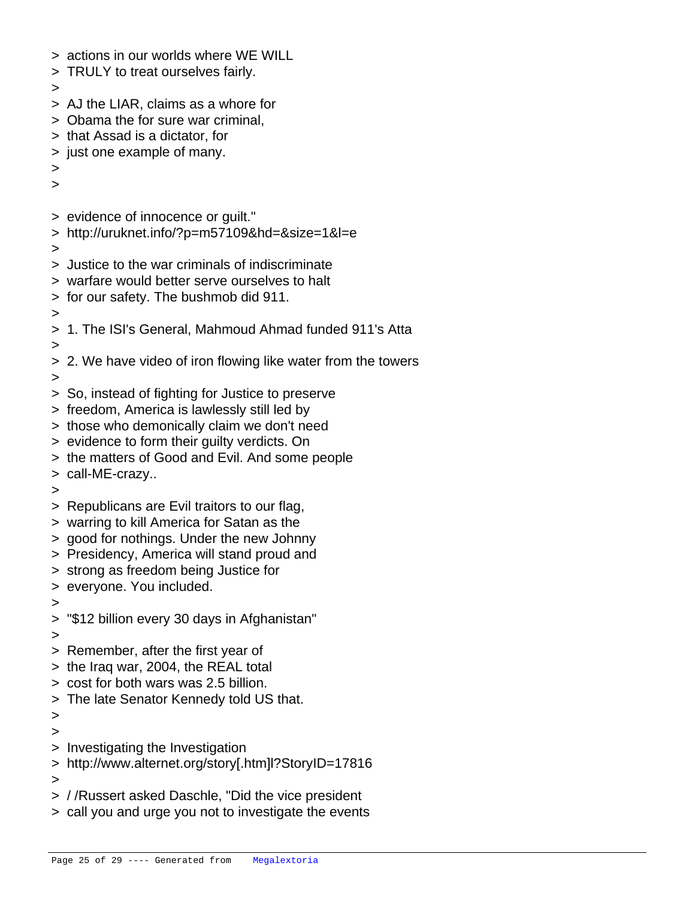> actions in our worlds where WE WILL
> TRULY to treat ourselves fairly.
>
> AJ the LIAR, claims as a whore for
> Obama the for sure war criminal,
> that Assad is a dictator, for
> just one example of many.
>
>

> evidence of innocence or guilt."
> http://uruknet.info/?p=m57109&hd=&size=1&l=e
>
> Justice to the war criminals of indiscriminate
> warfare would better serve ourselves to halt
> for our safety. The bushmob did 911.
>
> 1. The ISI's General, Mahmoud Ahmad funded 911's Atta
>
> 2. We have video of iron flowing like water from the towers
>
> So, instead of fighting for Justice to preserve
> freedom, America is lawlessly still led by
> those who demonically claim we don't need
> evidence to form their guilty verdicts. On
> the matters of Good and Evil. And some people
> call-ME-crazy..
>
> Republicans are Evil traitors to our flag,
> warring to kill America for Satan as the
> good for nothings. Under the new Johnny
> Presidency, America will stand proud and
> strong as freedom being Justice for
> everyone. You included.
>
> "$12 billion every 30 days in Afghanistan"
>
> Remember, after the first year of
> the Iraq war, 2004, the REAL total
> cost for both wars was 2.5 billion.
> The late Senator Kennedy told US that.
>
>
> Investigating the Investigation
> http://www.alternet.org/story[.htm]l?StoryID=17816
>
> / /Russert asked Daschle, "Did the vice president
> call you and urge you not to investigate the events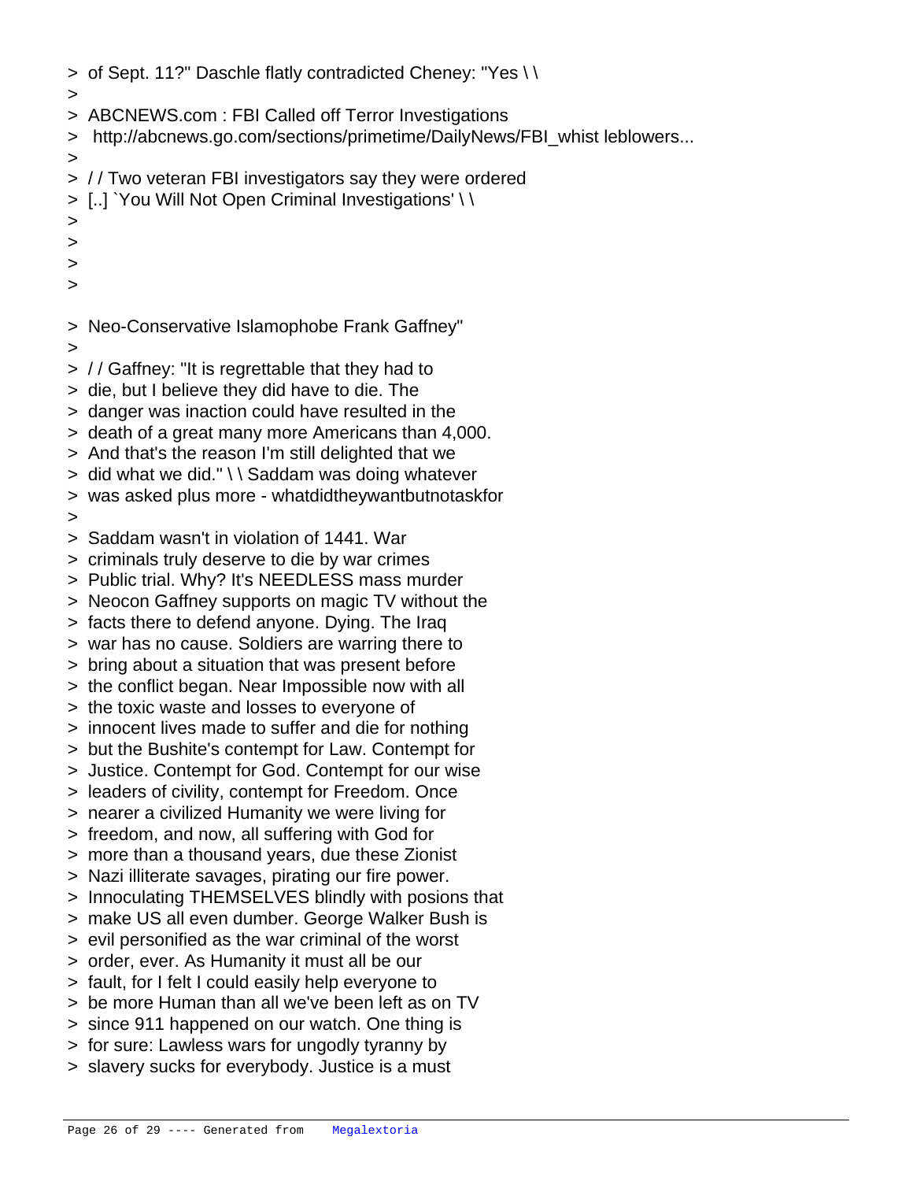> of Sept. 11?" Daschle flatly contradicted Cheney: "Yes \ \
>
> ABCNEWS.com : FBI Called off Terror Investigations
> http://abcnews.go.com/sections/primetime/DailyNews/FBI_whist leblowers...
>
> / / Two veteran FBI investigators say they were ordered
> [..] `You Will Not Open Criminal Investigations' \ \
>
>
>
>
> Neo-Conservative Islamophobe Frank Gaffney"
>
> / / Gaffney: "It is regrettable that they had to
> die, but I believe they did have to die. The
> danger was inaction could have resulted in the
> death of a great many more Americans than 4,000.
> And that's the reason I'm still delighted that we
> did what we did." \ \ Saddam was doing whatever
> was asked plus more - whatdidtheywantbutnotaskfor
>
> Saddam wasn't in violation of 1441. War
> criminals truly deserve to die by war crimes
> Public trial. Why? It's NEEDLESS mass murder
> Neocon Gaffney supports on magic TV without the
> facts there to defend anyone. Dying. The Iraq
> war has no cause. Soldiers are warring there to
> bring about a situation that was present before
> the conflict began. Near Impossible now with all
> the toxic waste and losses to everyone of
> innocent lives made to suffer and die for nothing
> but the Bushite's contempt for Law. Contempt for
> Justice. Contempt for God. Contempt for our wise
> leaders of civility, contempt for Freedom. Once
> nearer a civilized Humanity we were living for
> freedom, and now, all suffering with God for
> more than a thousand years, due these Zionist
> Nazi illiterate savages, pirating our fire power.
> Innoculating THEMSELVES blindly with posions that
> make US all even dumber. George Walker Bush is
> evil personified as the war criminal of the worst
> order, ever. As Humanity it must all be our
> fault, for I felt I could easily help everyone to
> be more Human than all we've been left as on TV
> since 911 happened on our watch. One thing is
> for sure: Lawless wars for ungodly tyranny by
> slavery sucks for everybody. Justice is a must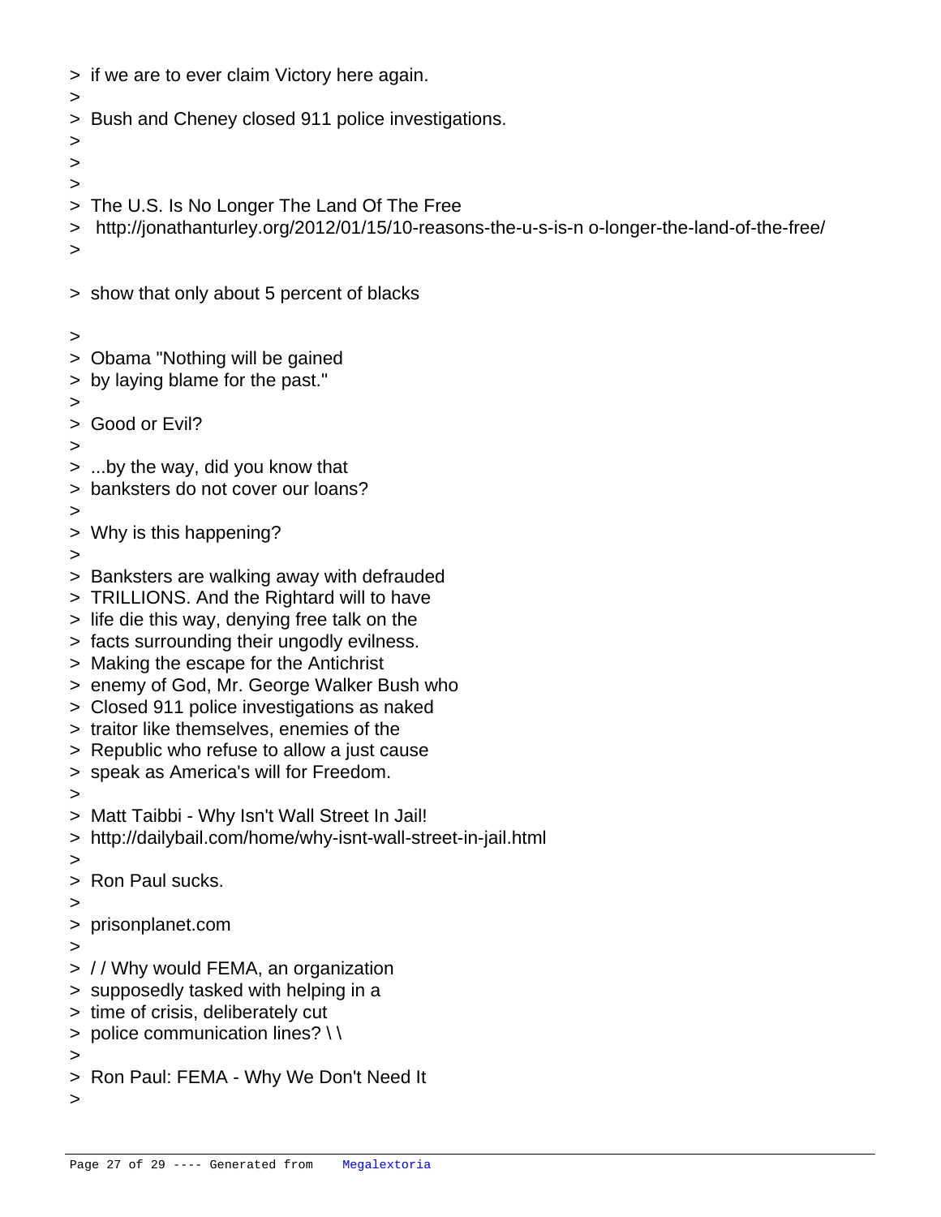> if we are to ever claim Victory here again.
>
> Bush and Cheney closed 911 police investigations.
>
>
>
> The U.S. Is No Longer The Land Of The Free
> http://jonathanturley.org/2012/01/15/10-reasons-the-u-s-is-n o-longer-the-land-of-the-free/
>

> show that only about 5 percent of blacks

>
> Obama "Nothing will be gained
> by laying blame for the past."
>
> Good or Evil?
>
> ...by the way, did you know that
> banksters do not cover our loans?
>
> Why is this happening?
>
> Banksters are walking away with defrauded
> TRILLIONS. And the Rightard will to have
> life die this way, denying free talk on the
> facts surrounding their ungodly evilness.
> Making the escape for the Antichrist
> enemy of God, Mr. George Walker Bush who
> Closed 911 police investigations as naked
> traitor like themselves, enemies of the
> Republic who refuse to allow a just cause
> speak as America's will for Freedom.
>
> Matt Taibbi - Why Isn't Wall Street In Jail!
> http://dailybail.com/home/why-isnt-wall-street-in-jail.html
>
> Ron Paul sucks.
>
> prisonplanet.com
>
> / / Why would FEMA, an organization
> supposedly tasked with helping in a
> time of crisis, deliberately cut
> police communication lines? \ \
>
> Ron Paul: FEMA - Why We Don't Need It
>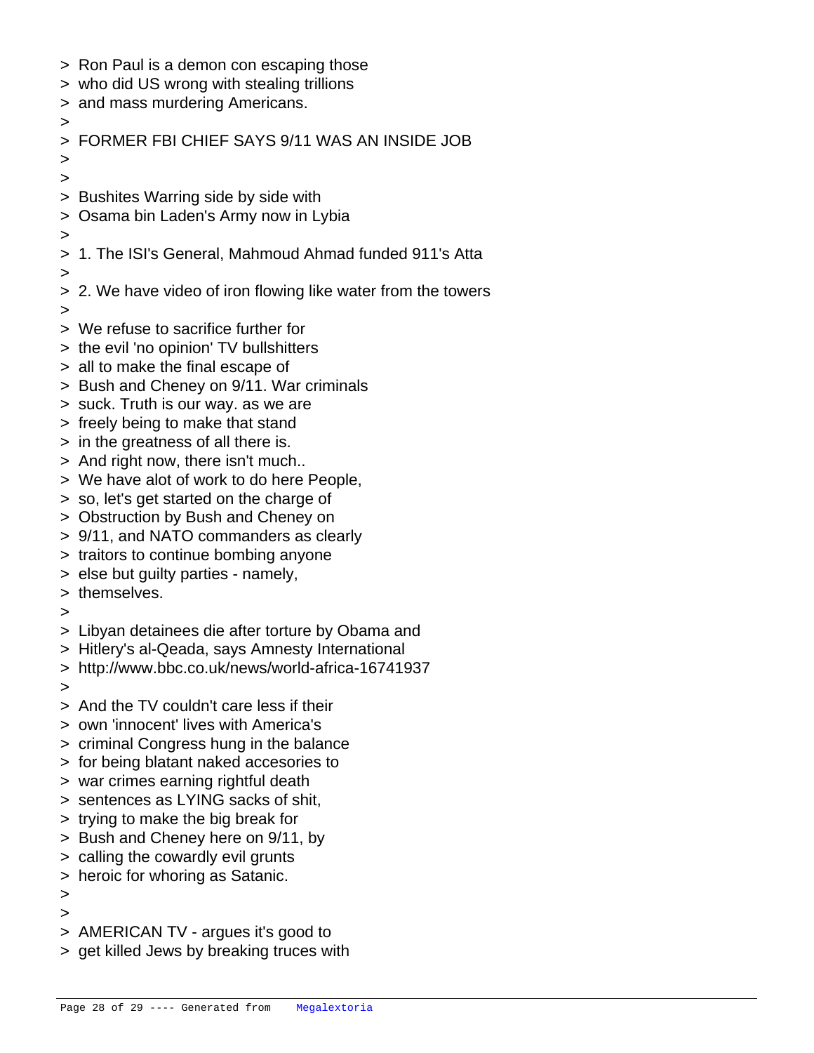> Ron Paul is a demon con escaping those
> who did US wrong with stealing trillions
> and mass murdering Americans.
>
> FORMER FBI CHIEF SAYS 9/11 WAS AN INSIDE JOB
>
>
> Bushites Warring side by side with
> Osama bin Laden's Army now in Lybia
>
> 1. The ISI's General, Mahmoud Ahmad funded 911's Atta
>
> 2. We have video of iron flowing like water from the towers
>
> We refuse to sacrifice further for
> the evil 'no opinion' TV bullshitters
> all to make the final escape of
> Bush and Cheney on 9/11. War criminals
> suck. Truth is our way. as we are
> freely being to make that stand
> in the greatness of all there is.
> And right now, there isn't much..
> We have alot of work to do here People,
> so, let's get started on the charge of
> Obstruction by Bush and Cheney on
> 9/11, and NATO commanders as clearly
> traitors to continue bombing anyone
> else but guilty parties - namely,
> themselves.
>
> Libyan detainees die after torture by Obama and
> Hitlery's al-Qeada, says Amnesty International
> http://www.bbc.co.uk/news/world-africa-16741937
>
> And the TV couldn't care less if their
> own 'innocent' lives with America's
> criminal Congress hung in the balance
> for being blatant naked accesories to
> war crimes earning rightful death
> sentences as LYING sacks of shit,
> trying to make the big break for
> Bush and Cheney here on 9/11, by
> calling the cowardly evil grunts
> heroic for whoring as Satanic.
>
>
> AMERICAN TV - argues it's good to
> get killed Jews by breaking truces with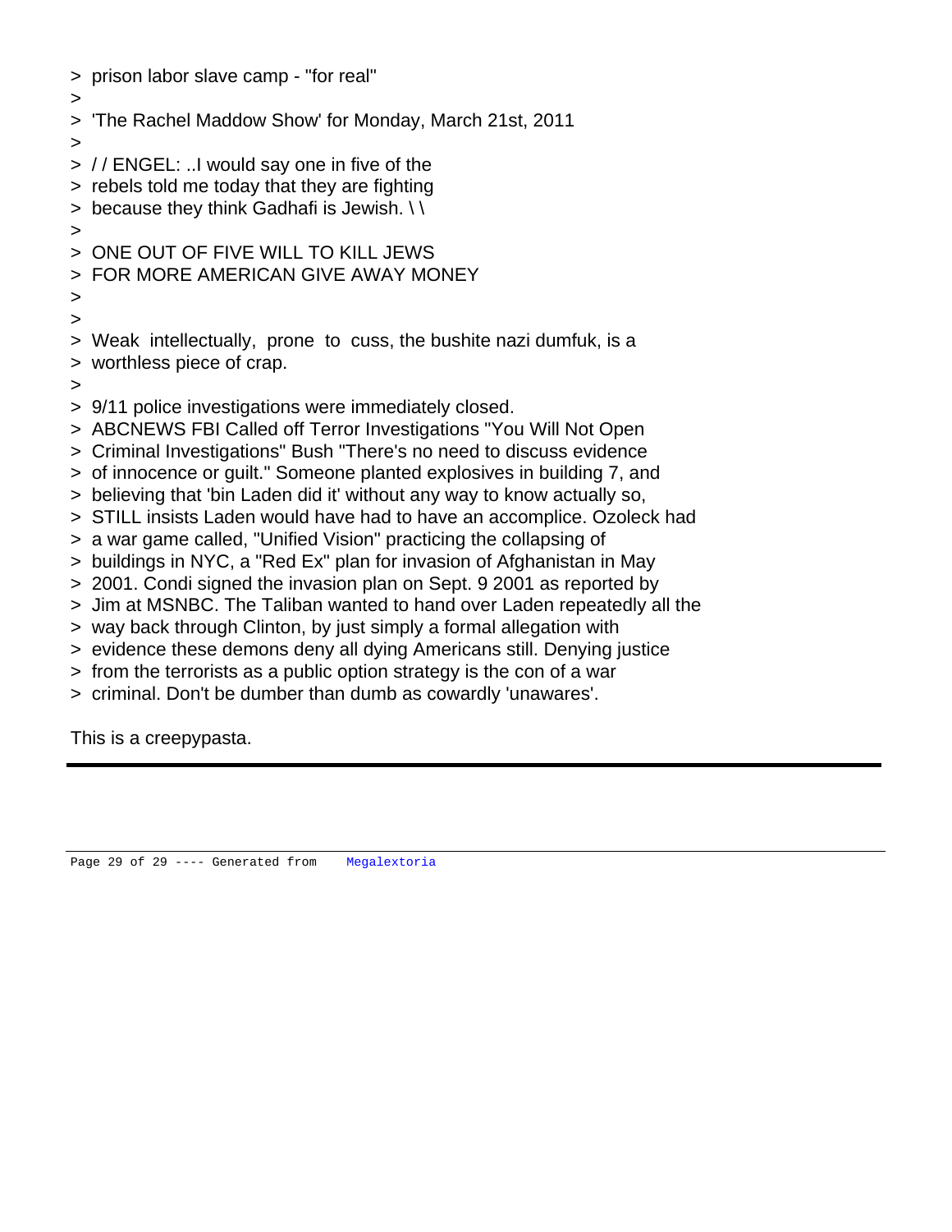> prison labor slave camp - "for real"
>
> 'The Rachel Maddow Show' for Monday, March 21st, 2011
>
> / / ENGEL: ..I would say one in five of the
> rebels told me today that they are fighting
> because they think Gadhafi is Jewish. \ \
>
> ONE OUT OF FIVE WILL TO KILL JEWS
> FOR MORE AMERICAN GIVE AWAY MONEY
>
>
> Weak intellectually, prone to cuss, the bushite nazi dumfuk, is a
> worthless piece of crap.
>
> 9/11 police investigations were immediately closed.
> ABCNEWS FBI Called off Terror Investigations "You Will Not Open
> Criminal Investigations" Bush "There's no need to discuss evidence
> of innocence or guilt." Someone planted explosives in building 7, and
> believing that 'bin Laden did it' without any way to know actually so,
> STILL insists Laden would have had to have an accomplice. Ozoleck had
> a war game called, "Unified Vision" practicing the collapsing of
> buildings in NYC, a "Red Ex" plan for invasion of Afghanistan in May
> 2001. Condi signed the invasion plan on Sept. 9 2001 as reported by
> Jim at MSNBC. The Taliban wanted to hand over Laden repeatedly all the
> way back through Clinton, by just simply a formal allegation with
> evidence these demons deny all dying Americans still. Denying justice
> from the terrorists as a public option strategy is the con of a war
> criminal. Don't be dumber than dumb as cowardly 'unawares'.

This is a creepypasta.

---